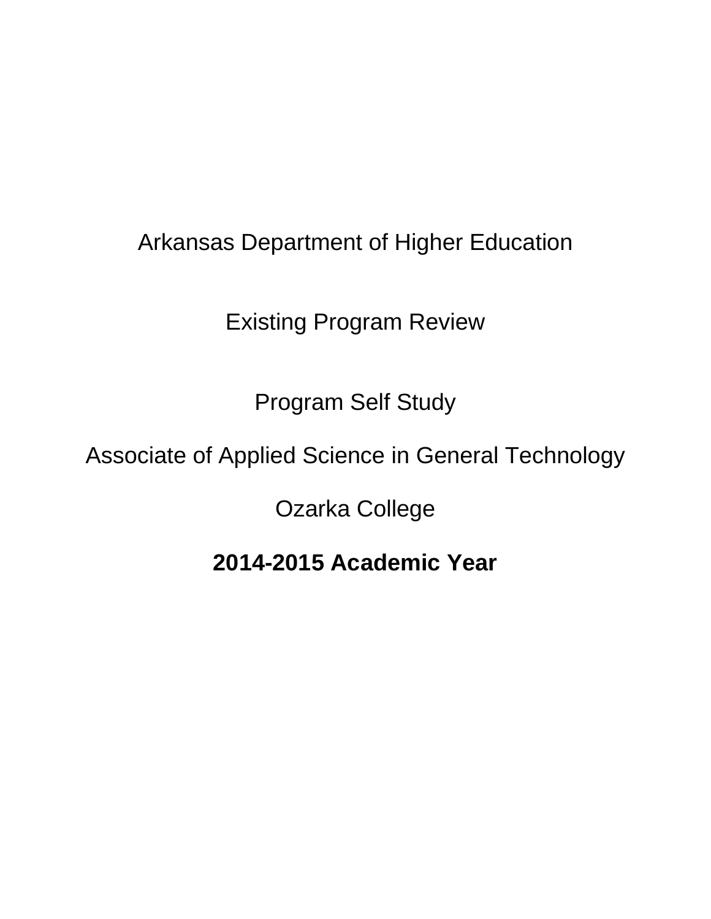Arkansas Department of Higher Education

Existing Program Review

Program Self Study

Associate of Applied Science in General Technology

Ozarka College

**2014-2015 Academic Year**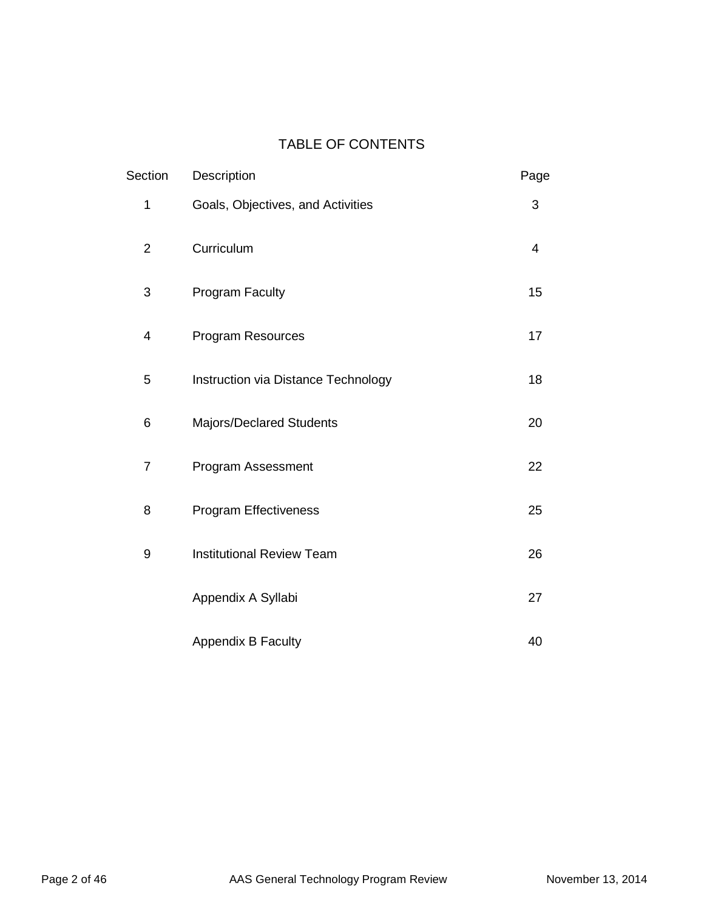# TABLE OF CONTENTS

| Section | Description | Page |
|---|---|---|
| 1 | Goals, Objectives, and Activities | 3 |
| 2 | Curriculum | 4 |
| 3 | Program Faculty | 15 |
| 4 | Program Resources | 17 |
| 5 | Instruction via Distance Technology | 18 |
| 6 | Majors/Declared Students | 20 |
| 7 | Program Assessment | 22 |
| 8 | Program Effectiveness | 25 |
| 9 | Institutional Review Team | 26 |
| | Appendix A Syllabi | 27 |
| | Appendix B Faculty | 40 |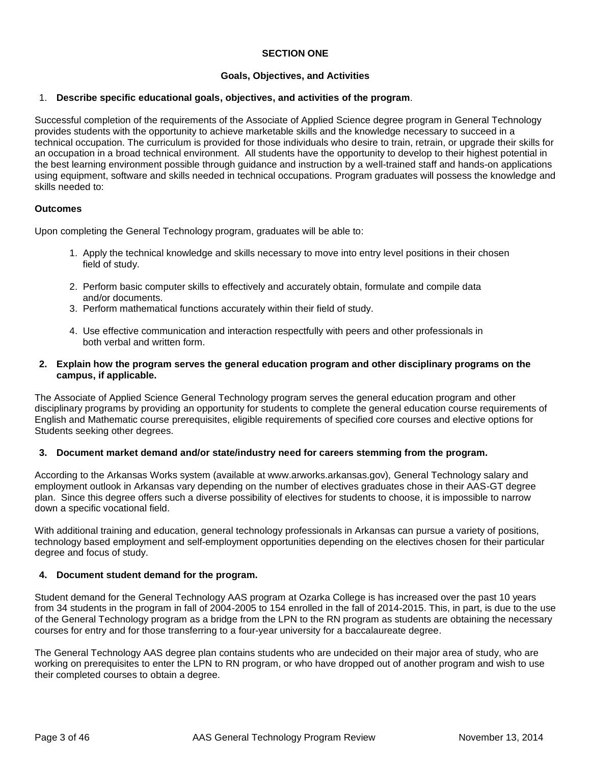## SECTION ONE

### Goals, Objectives, and Activities

1. **Describe specific educational goals, objectives, and activities of the program**.

Successful completion of the requirements of the Associate of Applied Science degree program in General Technology provides students with the opportunity to achieve marketable skills and the knowledge necessary to succeed in a technical occupation. The curriculum is provided for those individuals who desire to train, retrain, or upgrade their skills for an occupation in a broad technical environment. All students have the opportunity to develop to their highest potential in the best learning environment possible through guidance and instruction by a well-trained staff and hands-on applications using equipment, software and skills needed in technical occupations. Program graduates will possess the knowledge and skills needed to:

**Outcomes**

Upon completing the General Technology program, graduates will be able to:

1. Apply the technical knowledge and skills necessary to move into entry level positions in their chosen field of study.
2. Perform basic computer skills to effectively and accurately obtain, formulate and compile data and/or documents.
3. Perform mathematical functions accurately within their field of study.
4. Use effective communication and interaction respectfully with peers and other professionals in both verbal and written form.

2. **Explain how the program serves the general education program and other disciplinary programs on the campus, if applicable.**

The Associate of Applied Science General Technology program serves the general education program and other disciplinary programs by providing an opportunity for students to complete the general education course requirements of English and Mathematic course prerequisites, eligible requirements of specified core courses and elective options for Students seeking other degrees.

3. **Document market demand and/or state/industry need for careers stemming from the program.**

According to the Arkansas Works system (available at www.arworks.arkansas.gov), General Technology salary and employment outlook in Arkansas vary depending on the number of electives graduates chose in their AAS-GT degree plan. Since this degree offers such a diverse possibility of electives for students to choose, it is impossible to narrow down a specific vocational field.

With additional training and education, general technology professionals in Arkansas can pursue a variety of positions, technology based employment and self-employment opportunities depending on the electives chosen for their particular degree and focus of study.

4. **Document student demand for the program.**

Student demand for the General Technology AAS program at Ozarka College is has increased over the past 10 years from 34 students in the program in fall of 2004-2005 to 154 enrolled in the fall of 2014-2015. This, in part, is due to the use of the General Technology program as a bridge from the LPN to the RN program as students are obtaining the necessary courses for entry and for those transferring to a four-year university for a baccalaureate degree.

The General Technology AAS degree plan contains students who are undecided on their major area of study, who are working on prerequisites to enter the LPN to RN program, or who have dropped out of another program and wish to use their completed courses to obtain a degree.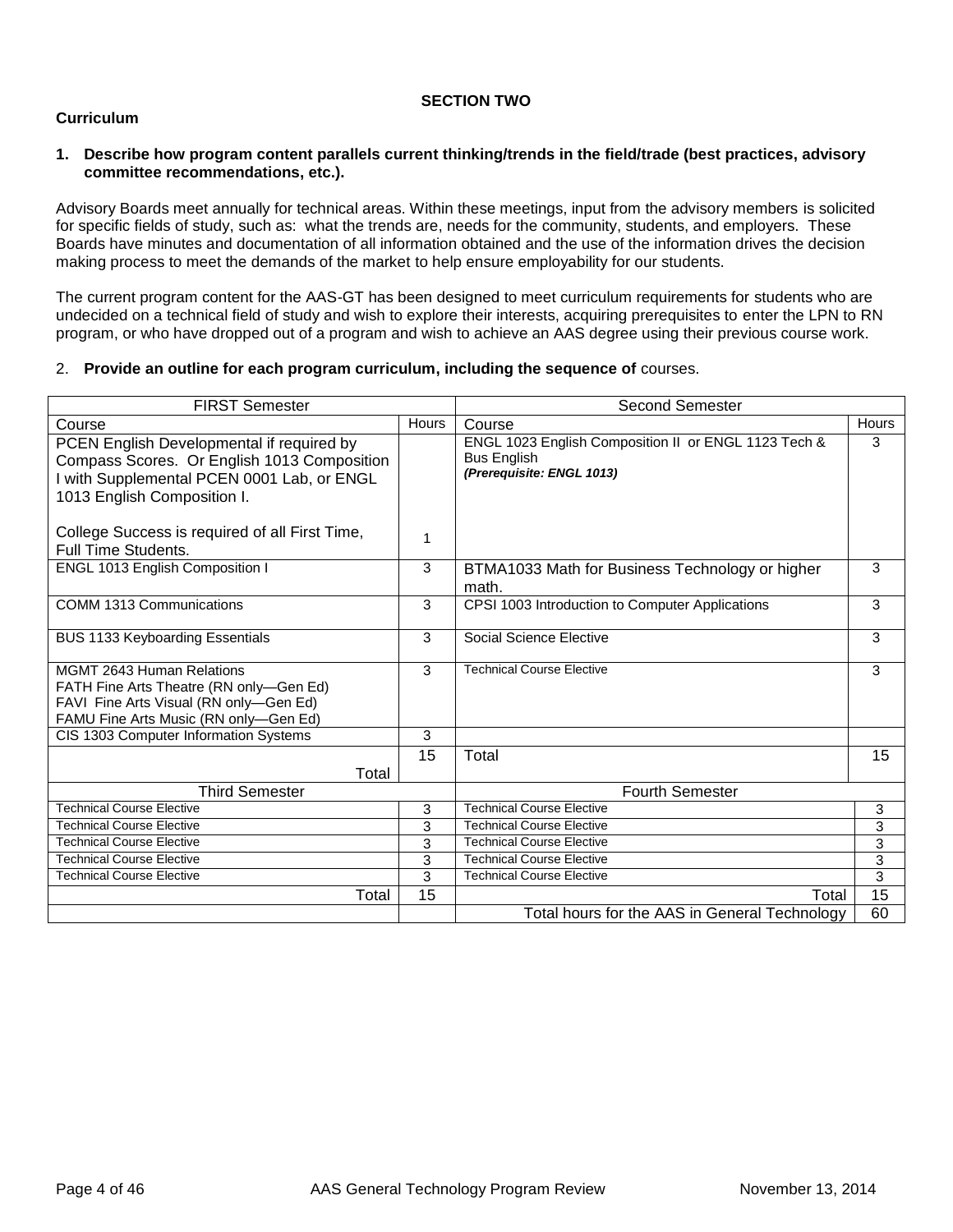## SECTION TWO

### Curriculum

**1. Describe how program content parallels current thinking/trends in the field/trade (best practices, advisory committee recommendations, etc.).**

Advisory Boards meet annually for technical areas. Within these meetings, input from the advisory members is solicited for specific fields of study, such as: what the trends are, needs for the community, students, and employers. These Boards have minutes and documentation of all information obtained and the use of the information drives the decision making process to meet the demands of the market to help ensure employability for our students.

The current program content for the AAS-GT has been designed to meet curriculum requirements for students who are undecided on a technical field of study and wish to explore their interests, acquiring prerequisites to enter the LPN to RN program, or who have dropped out of a program and wish to achieve an AAS degree using their previous course work.

2. **Provide an outline for each program curriculum, including the sequence of** courses.

| FIRST Semester | | Second Semester | |
|---|---|---|---|
| Course | Hours | Course | Hours |
| PCEN English Developmental if required by Compass Scores. Or English 1013 Composition I with Supplemental PCEN 0001 Lab, or ENGL 1013 English Composition I.<br><br>College Success is required of all First Time, Full Time Students. | 1 | ENGL 1023 English Composition II or ENGL 1123 Tech & Bus English<br>***(Prerequisite: ENGL 1013)*** | 3 |
| ENGL 1013 English Composition I | 3 | BTMA1033 Math for Business Technology or higher math. | 3 |
| COMM 1313 Communications | 3 | CPSI 1003 Introduction to Computer Applications | 3 |
| BUS 1133 Keyboarding Essentials | 3 | Social Science Elective | 3 |
| MGMT 2643 Human Relations<br>FATH Fine Arts Theatre (RN only—Gen Ed)<br>FAVI Fine Arts Visual (RN only—Gen Ed)<br>FAMU Fine Arts Music (RN only—Gen Ed) | 3 | Technical Course Elective | 3 |
| CIS 1303 Computer Information Systems | 3 | | |
| Total | 15 | Total | 15 |
| Third Semester | | Fourth Semester | |
| Technical Course Elective | 3 | Technical Course Elective | 3 |
| Technical Course Elective | 3 | Technical Course Elective | 3 |
| Technical Course Elective | 3 | Technical Course Elective | 3 |
| Technical Course Elective | 3 | Technical Course Elective | 3 |
| Technical Course Elective | 3 | Technical Course Elective | 3 |
| Total | 15 | Total | 15 |
| | | Total hours for the AAS in General Technology | 60 |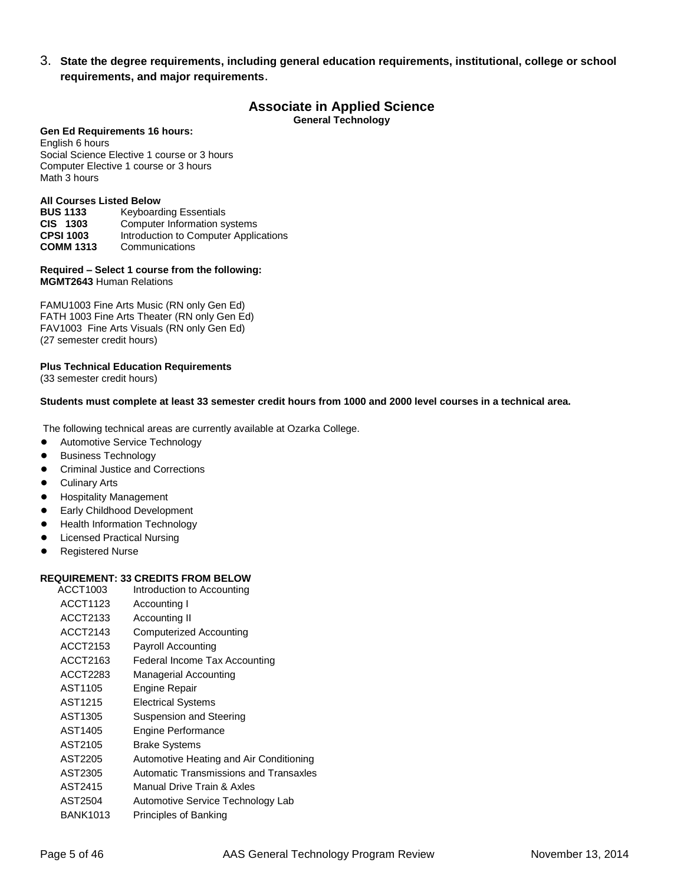3. **State the degree requirements, including general education requirements, institutional, college or school requirements, and major requirements**.

## Associate in Applied Science

**General Technology**

**Gen Ed Requirements 16 hours:**
English 6 hours
Social Science Elective 1 course or 3 hours
Computer Elective 1 course or 3 hours
Math 3 hours

**All Courses Listed Below**

| | |
|---|---|
| **BUS 1133** | Keyboarding Essentials |
| **CIS 1303** | Computer Information systems |
| **CPSI 1003** | Introduction to Computer Applications |
| **COMM 1313** | Communications |

**Required – Select 1 course from the following:**
**MGMT2643** Human Relations

FAMU1003 Fine Arts Music (RN only Gen Ed)
FATH 1003 Fine Arts Theater (RN only Gen Ed)
FAV1003 Fine Arts Visuals (RN only Gen Ed)
(27 semester credit hours)

**Plus Technical Education Requirements**
(33 semester credit hours)

**Students must complete at least 33 semester credit hours from 1000 and 2000 level courses in a technical area.**

The following technical areas are currently available at Ozarka College.

- Automotive Service Technology
- Business Technology
- Criminal Justice and Corrections
- Culinary Arts
- Hospitality Management
- Early Childhood Development
- Health Information Technology
- Licensed Practical Nursing
- Registered Nurse

**REQUIREMENT: 33 CREDITS FROM BELOW**

| | |
|---|---|
| ACCT1003 | Introduction to Accounting |
| ACCT1123 | Accounting I |
| ACCT2133 | Accounting II |
| ACCT2143 | Computerized Accounting |
| ACCT2153 | Payroll Accounting |
| ACCT2163 | Federal Income Tax Accounting |
| ACCT2283 | Managerial Accounting |
| AST1105 | Engine Repair |
| AST1215 | Electrical Systems |
| AST1305 | Suspension and Steering |
| AST1405 | Engine Performance |
| AST2105 | Brake Systems |
| AST2205 | Automotive Heating and Air Conditioning |
| AST2305 | Automatic Transmissions and Transaxles |
| AST2415 | Manual Drive Train & Axles |
| AST2504 | Automotive Service Technology Lab |
| BANK1013 | Principles of Banking |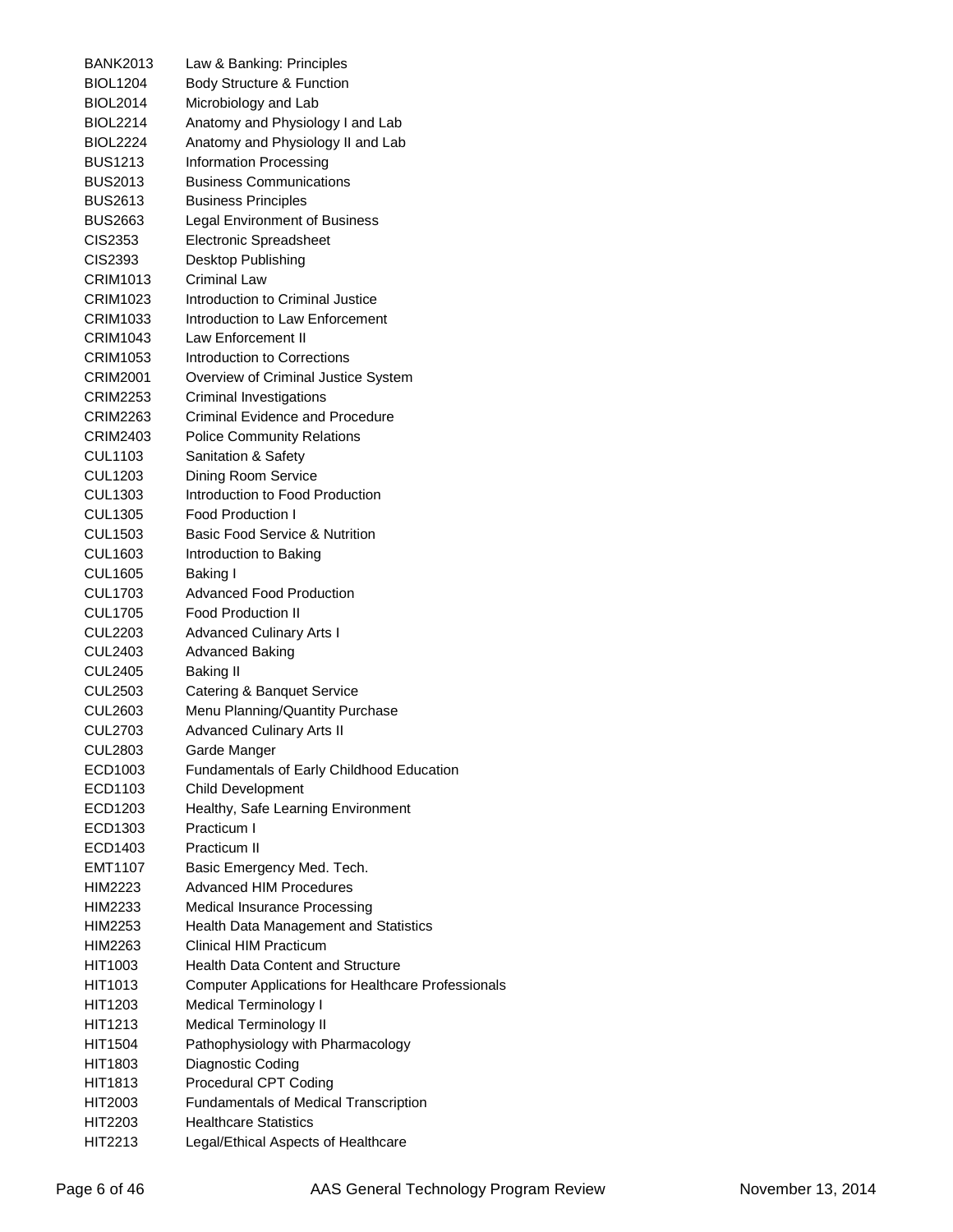| | |
|---|---|
| BANK2013 | Law & Banking: Principles |
| BIOL1204 | Body Structure & Function |
| BIOL2014 | Microbiology and Lab |
| BIOL2214 | Anatomy and Physiology I and Lab |
| BIOL2224 | Anatomy and Physiology II and Lab |
| BUS1213 | Information Processing |
| BUS2013 | Business Communications |
| BUS2613 | Business Principles |
| BUS2663 | Legal Environment of Business |
| CIS2353 | Electronic Spreadsheet |
| CIS2393 | Desktop Publishing |
| CRIM1013 | Criminal Law |
| CRIM1023 | Introduction to Criminal Justice |
| CRIM1033 | Introduction to Law Enforcement |
| CRIM1043 | Law Enforcement II |
| CRIM1053 | Introduction to Corrections |
| CRIM2001 | Overview of Criminal Justice System |
| CRIM2253 | Criminal Investigations |
| CRIM2263 | Criminal Evidence and Procedure |
| CRIM2403 | Police Community Relations |
| CUL1103 | Sanitation & Safety |
| CUL1203 | Dining Room Service |
| CUL1303 | Introduction to Food Production |
| CUL1305 | Food Production I |
| CUL1503 | Basic Food Service & Nutrition |
| CUL1603 | Introduction to Baking |
| CUL1605 | Baking I |
| CUL1703 | Advanced Food Production |
| CUL1705 | Food Production II |
| CUL2203 | Advanced Culinary Arts I |
| CUL2403 | Advanced Baking |
| CUL2405 | Baking II |
| CUL2503 | Catering & Banquet Service |
| CUL2603 | Menu Planning/Quantity Purchase |
| CUL2703 | Advanced Culinary Arts II |
| CUL2803 | Garde Manger |
| ECD1003 | Fundamentals of Early Childhood Education |
| ECD1103 | Child Development |
| ECD1203 | Healthy, Safe Learning Environment |
| ECD1303 | Practicum I |
| ECD1403 | Practicum II |
| EMT1107 | Basic Emergency Med. Tech. |
| HIM2223 | Advanced HIM Procedures |
| HIM2233 | Medical Insurance Processing |
| HIM2253 | Health Data Management and Statistics |
| HIM2263 | Clinical HIM Practicum |
| HIT1003 | Health Data Content and Structure |
| HIT1013 | Computer Applications for Healthcare Professionals |
| HIT1203 | Medical Terminology I |
| HIT1213 | Medical Terminology II |
| HIT1504 | Pathophysiology with Pharmacology |
| HIT1803 | Diagnostic Coding |
| HIT1813 | Procedural CPT Coding |
| HIT2003 | Fundamentals of Medical Transcription |
| HIT2203 | Healthcare Statistics |
| HIT2213 | Legal/Ethical Aspects of Healthcare |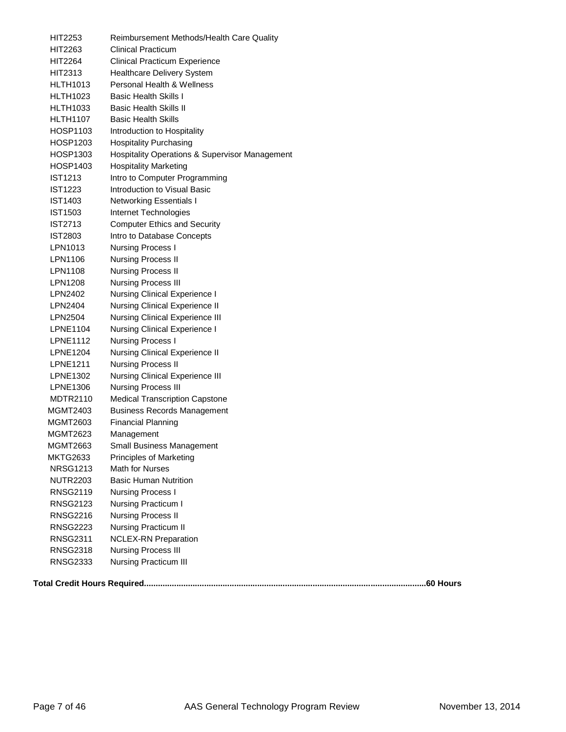| | |
|---|---|
| HIT2253 | Reimbursement Methods/Health Care Quality |
| HIT2263 | Clinical Practicum |
| HIT2264 | Clinical Practicum Experience |
| HIT2313 | Healthcare Delivery System |
| HLTH1013 | Personal Health & Wellness |
| HLTH1023 | Basic Health Skills I |
| HLTH1033 | Basic Health Skills II |
| HLTH1107 | Basic Health Skills |
| HOSP1103 | Introduction to Hospitality |
| HOSP1203 | Hospitality Purchasing |
| HOSP1303 | Hospitality Operations & Supervisor Management |
| HOSP1403 | Hospitality Marketing |
| IST1213 | Intro to Computer Programming |
| IST1223 | Introduction to Visual Basic |
| IST1403 | Networking Essentials I |
| IST1503 | Internet Technologies |
| IST2713 | Computer Ethics and Security |
| IST2803 | Intro to Database Concepts |
| LPN1013 | Nursing Process I |
| LPN1106 | Nursing Process II |
| LPN1108 | Nursing Process II |
| LPN1208 | Nursing Process III |
| LPN2402 | Nursing Clinical Experience I |
| LPN2404 | Nursing Clinical Experience II |
| LPN2504 | Nursing Clinical Experience III |
| LPNE1104 | Nursing Clinical Experience I |
| LPNE1112 | Nursing Process I |
| LPNE1204 | Nursing Clinical Experience II |
| LPNE1211 | Nursing Process II |
| LPNE1302 | Nursing Clinical Experience III |
| LPNE1306 | Nursing Process III |
| MDTR2110 | Medical Transcription Capstone |
| MGMT2403 | Business Records Management |
| MGMT2603 | Financial Planning |
| MGMT2623 | Management |
| MGMT2663 | Small Business Management |
| MKTG2633 | Principles of Marketing |
| NRSG1213 | Math for Nurses |
| NUTR2203 | Basic Human Nutrition |
| RNSG2119 | Nursing Process I |
| RNSG2123 | Nursing Practicum I |
| RNSG2216 | Nursing Process II |
| RNSG2223 | Nursing Practicum II |
| RNSG2311 | NCLEX-RN Preparation |
| RNSG2318 | Nursing Process III |
| RNSG2333 | Nursing Practicum III |

**Total Credit Hours Required........................................................................................................................60 Hours**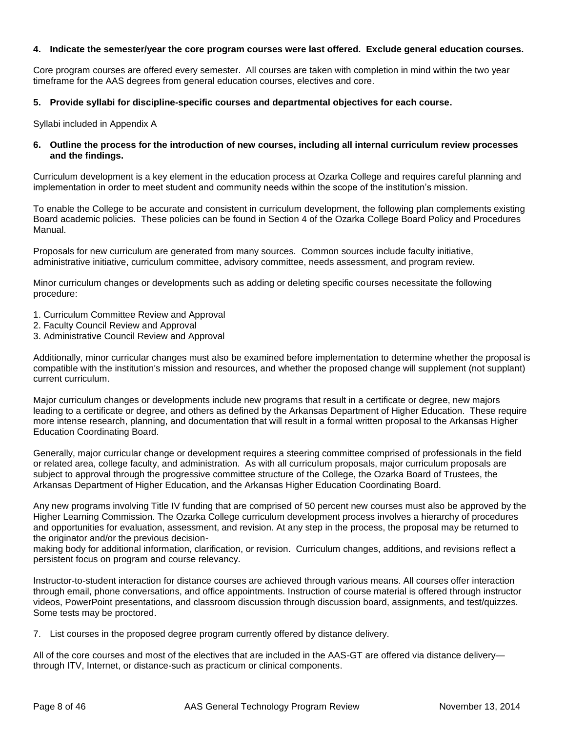**4. Indicate the semester/year the core program courses were last offered. Exclude general education courses.**

Core program courses are offered every semester. All courses are taken with completion in mind within the two year timeframe for the AAS degrees from general education courses, electives and core.

**5. Provide syllabi for discipline-specific courses and departmental objectives for each course.**

Syllabi included in Appendix A

**6. Outline the process for the introduction of new courses, including all internal curriculum review processes and the findings.**

Curriculum development is a key element in the education process at Ozarka College and requires careful planning and implementation in order to meet student and community needs within the scope of the institution's mission.

To enable the College to be accurate and consistent in curriculum development, the following plan complements existing Board academic policies. These policies can be found in Section 4 of the Ozarka College Board Policy and Procedures Manual.

Proposals for new curriculum are generated from many sources. Common sources include faculty initiative, administrative initiative, curriculum committee, advisory committee, needs assessment, and program review.

Minor curriculum changes or developments such as adding or deleting specific courses necessitate the following procedure:

1. Curriculum Committee Review and Approval
2. Faculty Council Review and Approval
3. Administrative Council Review and Approval

Additionally, minor curricular changes must also be examined before implementation to determine whether the proposal is compatible with the institution's mission and resources, and whether the proposed change will supplement (not supplant) current curriculum.

Major curriculum changes or developments include new programs that result in a certificate or degree, new majors leading to a certificate or degree, and others as defined by the Arkansas Department of Higher Education. These require more intense research, planning, and documentation that will result in a formal written proposal to the Arkansas Higher Education Coordinating Board.

Generally, major curricular change or development requires a steering committee comprised of professionals in the field or related area, college faculty, and administration. As with all curriculum proposals, major curriculum proposals are subject to approval through the progressive committee structure of the College, the Ozarka Board of Trustees, the Arkansas Department of Higher Education, and the Arkansas Higher Education Coordinating Board.

Any new programs involving Title IV funding that are comprised of 50 percent new courses must also be approved by the Higher Learning Commission. The Ozarka College curriculum development process involves a hierarchy of procedures and opportunities for evaluation, assessment, and revision. At any step in the process, the proposal may be returned to the originator and/or the previous decision-making body for additional information, clarification, or revision. Curriculum changes, additions, and revisions reflect a persistent focus on program and course relevancy.

Instructor-to-student interaction for distance courses are achieved through various means. All courses offer interaction through email, phone conversations, and office appointments. Instruction of course material is offered through instructor videos, PowerPoint presentations, and classroom discussion through discussion board, assignments, and test/quizzes. Some tests may be proctored.

7. List courses in the proposed degree program currently offered by distance delivery.

All of the core courses and most of the electives that are included in the AAS-GT are offered via distance delivery—through ITV, Internet, or distance-such as practicum or clinical components.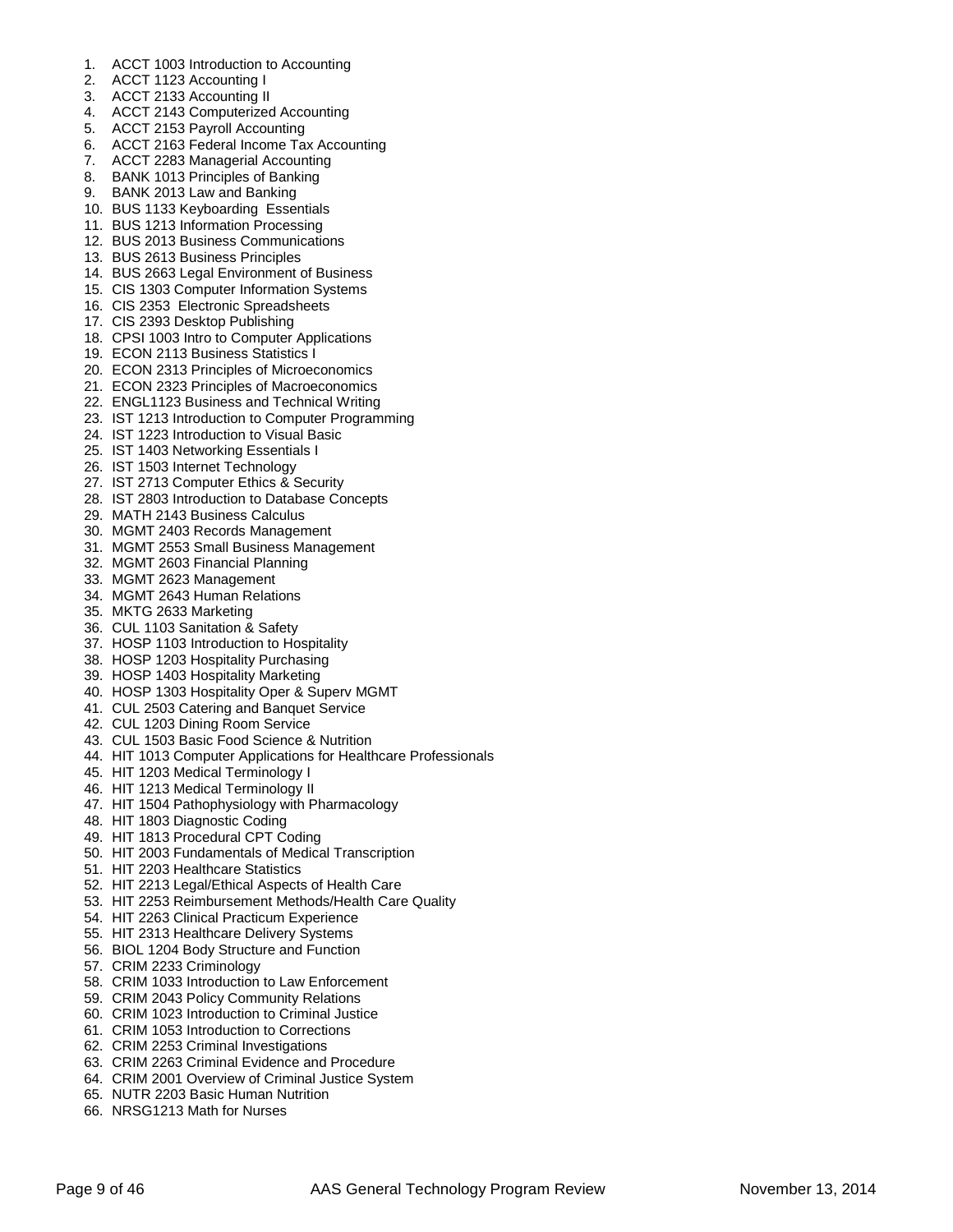1. ACCT 1003 Introduction to Accounting
2. ACCT 1123 Accounting I
3. ACCT 2133 Accounting II
4. ACCT 2143 Computerized Accounting
5. ACCT 2153 Payroll Accounting
6. ACCT 2163 Federal Income Tax Accounting
7. ACCT 2283 Managerial Accounting
8. BANK 1013 Principles of Banking
9. BANK 2013 Law and Banking
10. BUS 1133 Keyboarding Essentials
11. BUS 1213 Information Processing
12. BUS 2013 Business Communications
13. BUS 2613 Business Principles
14. BUS 2663 Legal Environment of Business
15. CIS 1303 Computer Information Systems
16. CIS 2353 Electronic Spreadsheets
17. CIS 2393 Desktop Publishing
18. CPSI 1003 Intro to Computer Applications
19. ECON 2113 Business Statistics I
20. ECON 2313 Principles of Microeconomics
21. ECON 2323 Principles of Macroeconomics
22. ENGL1123 Business and Technical Writing
23. IST 1213 Introduction to Computer Programming
24. IST 1223 Introduction to Visual Basic
25. IST 1403 Networking Essentials I
26. IST 1503 Internet Technology
27. IST 2713 Computer Ethics & Security
28. IST 2803 Introduction to Database Concepts
29. MATH 2143 Business Calculus
30. MGMT 2403 Records Management
31. MGMT 2553 Small Business Management
32. MGMT 2603 Financial Planning
33. MGMT 2623 Management
34. MGMT 2643 Human Relations
35. MKTG 2633 Marketing
36. CUL 1103 Sanitation & Safety
37. HOSP 1103 Introduction to Hospitality
38. HOSP 1203 Hospitality Purchasing
39. HOSP 1403 Hospitality Marketing
40. HOSP 1303 Hospitality Oper & Superv MGMT
41. CUL 2503 Catering and Banquet Service
42. CUL 1203 Dining Room Service
43. CUL 1503 Basic Food Science & Nutrition
44. HIT 1013 Computer Applications for Healthcare Professionals
45. HIT 1203 Medical Terminology I
46. HIT 1213 Medical Terminology II
47. HIT 1504 Pathophysiology with Pharmacology
48. HIT 1803 Diagnostic Coding
49. HIT 1813 Procedural CPT Coding
50. HIT 2003 Fundamentals of Medical Transcription
51. HIT 2203 Healthcare Statistics
52. HIT 2213 Legal/Ethical Aspects of Health Care
53. HIT 2253 Reimbursement Methods/Health Care Quality
54. HIT 2263 Clinical Practicum Experience
55. HIT 2313 Healthcare Delivery Systems
56. BIOL 1204 Body Structure and Function
57. CRIM 2233 Criminology
58. CRIM 1033 Introduction to Law Enforcement
59. CRIM 2043 Policy Community Relations
60. CRIM 1023 Introduction to Criminal Justice
61. CRIM 1053 Introduction to Corrections
62. CRIM 2253 Criminal Investigations
63. CRIM 2263 Criminal Evidence and Procedure
64. CRIM 2001 Overview of Criminal Justice System
65. NUTR 2203 Basic Human Nutrition
66. NRSG1213 Math for Nurses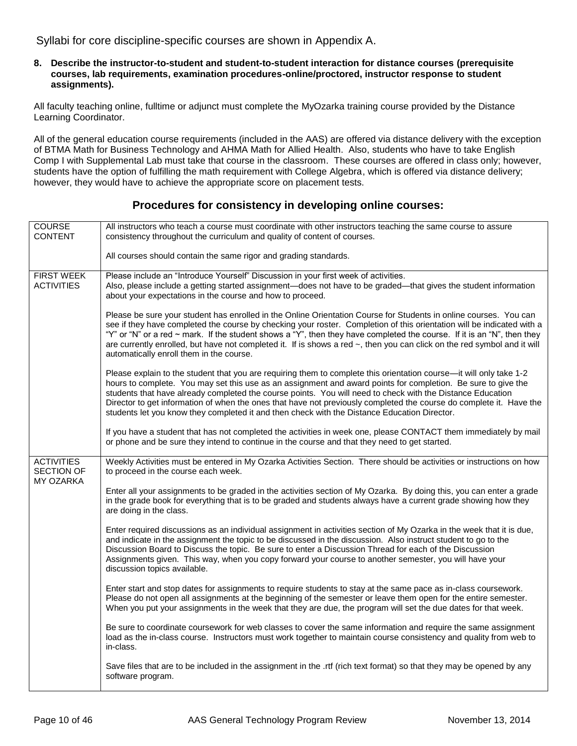Syllabi for core discipline-specific courses are shown in Appendix A.

**8. Describe the instructor-to-student and student-to-student interaction for distance courses (prerequisite courses, lab requirements, examination procedures-online/proctored, instructor response to student assignments).**

All faculty teaching online, fulltime or adjunct must complete the MyOzarka training course provided by the Distance Learning Coordinator.

All of the general education course requirements (included in the AAS) are offered via distance delivery with the exception of BTMA Math for Business Technology and AHMA Math for Allied Health. Also, students who have to take English Comp I with Supplemental Lab must take that course in the classroom. These courses are offered in class only; however, students have the option of fulfilling the math requirement with College Algebra, which is offered via distance delivery; however, they would have to achieve the appropriate score on placement tests.

## Procedures for consistency in developing online courses:

| | |
|---|---|
| COURSE CONTENT | All instructors who teach a course must coordinate with other instructors teaching the same course to assure consistency throughout the curriculum and quality of content of courses.<br><br>All courses should contain the same rigor and grading standards. |
| FIRST WEEK ACTIVITIES | Please include an "Introduce Yourself" Discussion in your first week of activities.<br>Also, please include a getting started assignment—does not have to be graded—that gives the student information about your expectations in the course and how to proceed.<br><br>Please be sure your student has enrolled in the Online Orientation Course for Students in online courses. You can see if they have completed the course by checking your roster. Completion of this orientation will be indicated with a "Y" or "N" or a red ~ mark. If the student shows a "Y", then they have completed the course. If it is an "N", then they are currently enrolled, but have not completed it. If is shows a red ~, then you can click on the red symbol and it will automatically enroll them in the course.<br><br>Please explain to the student that you are requiring them to complete this orientation course—it will only take 1-2 hours to complete. You may set this use as an assignment and award points for completion. Be sure to give the students that have already completed the course points. You will need to check with the Distance Education Director to get information of when the ones that have not previously completed the course do complete it. Have the students let you know they completed it and then check with the Distance Education Director.<br><br>If you have a student that has not completed the activities in week one, please CONTACT them immediately by mail or phone and be sure they intend to continue in the course and that they need to get started. |
| ACTIVITIES SECTION OF MY OZARKA | Weekly Activities must be entered in My Ozarka Activities Section. There should be activities or instructions on how to proceed in the course each week.<br><br>Enter all your assignments to be graded in the activities section of My Ozarka. By doing this, you can enter a grade in the grade book for everything that is to be graded and students always have a current grade showing how they are doing in the class.<br><br>Enter required discussions as an individual assignment in activities section of My Ozarka in the week that it is due, and indicate in the assignment the topic to be discussed in the discussion. Also instruct student to go to the Discussion Board to Discuss the topic. Be sure to enter a Discussion Thread for each of the Discussion Assignments given. This way, when you copy forward your course to another semester, you will have your discussion topics available.<br><br>Enter start and stop dates for assignments to require students to stay at the same pace as in-class coursework. Please do not open all assignments at the beginning of the semester or leave them open for the entire semester. When you put your assignments in the week that they are due, the program will set the due dates for that week.<br><br>Be sure to coordinate coursework for web classes to cover the same information and require the same assignment load as the in-class course. Instructors must work together to maintain course consistency and quality from web to in-class.<br><br>Save files that are to be included in the assignment in the .rtf (rich text format) so that they may be opened by any software program. |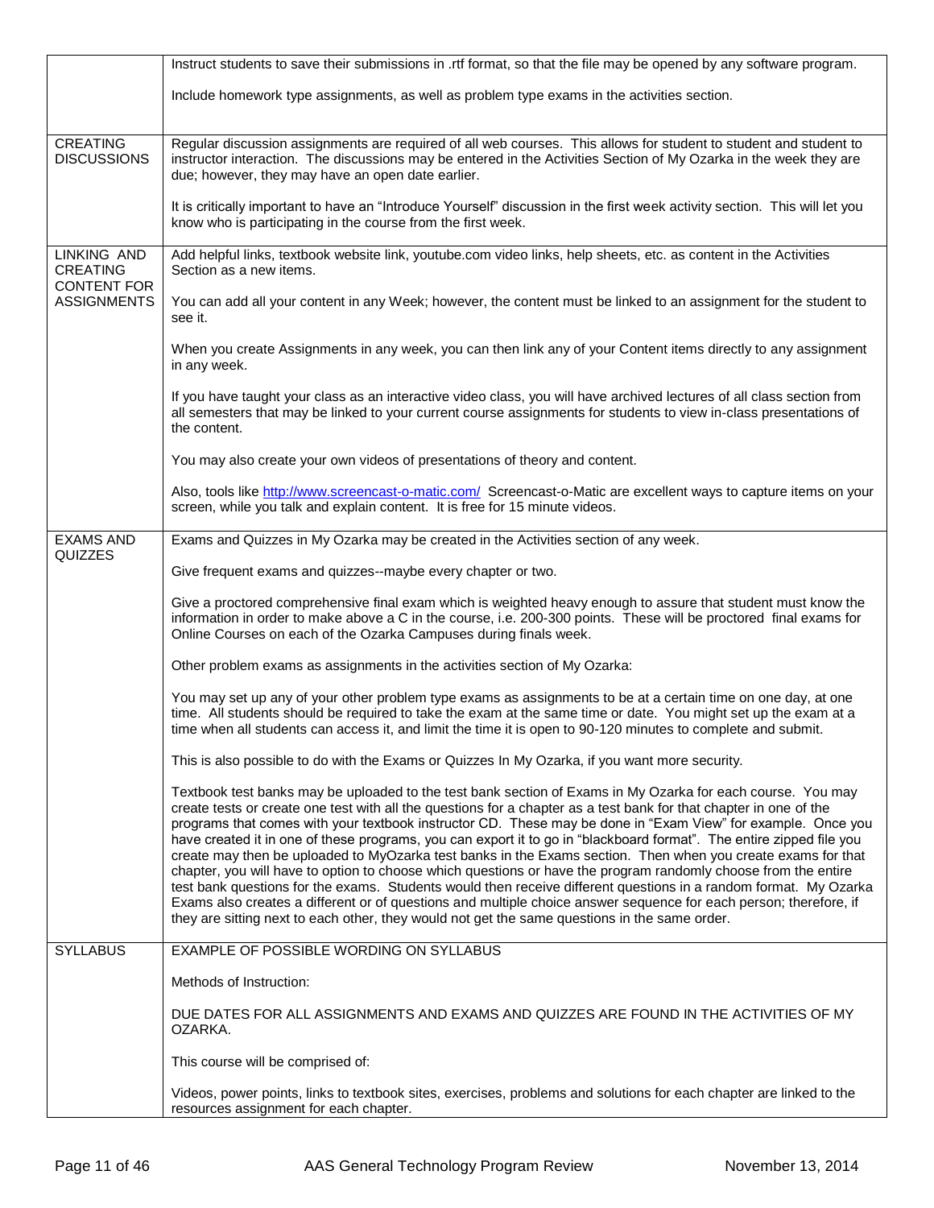| | |
|---|---|
| | Instruct students to save their submissions in .rtf format, so that the file may be opened by any software program.<br><br>Include homework type assignments, as well as problem type exams in the activities section. |
| CREATING DISCUSSIONS | Regular discussion assignments are required of all web courses. This allows for student to student and student to instructor interaction. The discussions may be entered in the Activities Section of My Ozarka in the week they are due; however, they may have an open date earlier.<br><br>It is critically important to have an "Introduce Yourself" discussion in the first week activity section. This will let you know who is participating in the course from the first week. |
| LINKING AND CREATING CONTENT FOR ASSIGNMENTS | Add helpful links, textbook website link, youtube.com video links, help sheets, etc. as content in the Activities Section as a new items.<br><br>You can add all your content in any Week; however, the content must be linked to an assignment for the student to see it.<br><br>When you create Assignments in any week, you can then link any of your Content items directly to any assignment in any week.<br><br>If you have taught your class as an interactive video class, you will have archived lectures of all class section from all semesters that may be linked to your current course assignments for students to view in-class presentations of the content.<br><br>You may also create your own videos of presentations of theory and content.<br><br>Also, tools like http://www.screencast-o-matic.com/ Screencast-o-Matic are excellent ways to capture items on your screen, while you talk and explain content. It is free for 15 minute videos. |
| EXAMS AND QUIZZES | Exams and Quizzes in My Ozarka may be created in the Activities section of any week.<br><br>Give frequent exams and quizzes--maybe every chapter or two.<br><br>Give a proctored comprehensive final exam which is weighted heavy enough to assure that student must know the information in order to make above a C in the course, i.e. 200-300 points. These will be proctored final exams for Online Courses on each of the Ozarka Campuses during finals week.<br><br>Other problem exams as assignments in the activities section of My Ozarka:<br><br>You may set up any of your other problem type exams as assignments to be at a certain time on one day, at one time. All students should be required to take the exam at the same time or date. You might set up the exam at a time when all students can access it, and limit the time it is open to 90-120 minutes to complete and submit.<br><br>This is also possible to do with the Exams or Quizzes In My Ozarka, if you want more security.<br><br>Textbook test banks may be uploaded to the test bank section of Exams in My Ozarka for each course. You may create tests or create one test with all the questions for a chapter as a test bank for that chapter in one of the programs that comes with your textbook instructor CD. These may be done in "Exam View" for example. Once you have created it in one of these programs, you can export it to go in "blackboard format". The entire zipped file you create may then be uploaded to MyOzarka test banks in the Exams section. Then when you create exams for that chapter, you will have to option to choose which questions or have the program randomly choose from the entire test bank questions for the exams. Students would then receive different questions in a random format. My Ozarka Exams also creates a different or of questions and multiple choice answer sequence for each person; therefore, if they are sitting next to each other, they would not get the same questions in the same order. |
| SYLLABUS | EXAMPLE OF POSSIBLE WORDING ON SYLLABUS<br><br>Methods of Instruction:<br><br>DUE DATES FOR ALL ASSIGNMENTS AND EXAMS AND QUIZZES ARE FOUND IN THE ACTIVITIES OF MY OZARKA.<br><br>This course will be comprised of:<br><br>Videos, power points, links to textbook sites, exercises, problems and solutions for each chapter are linked to the resources assignment for each chapter. |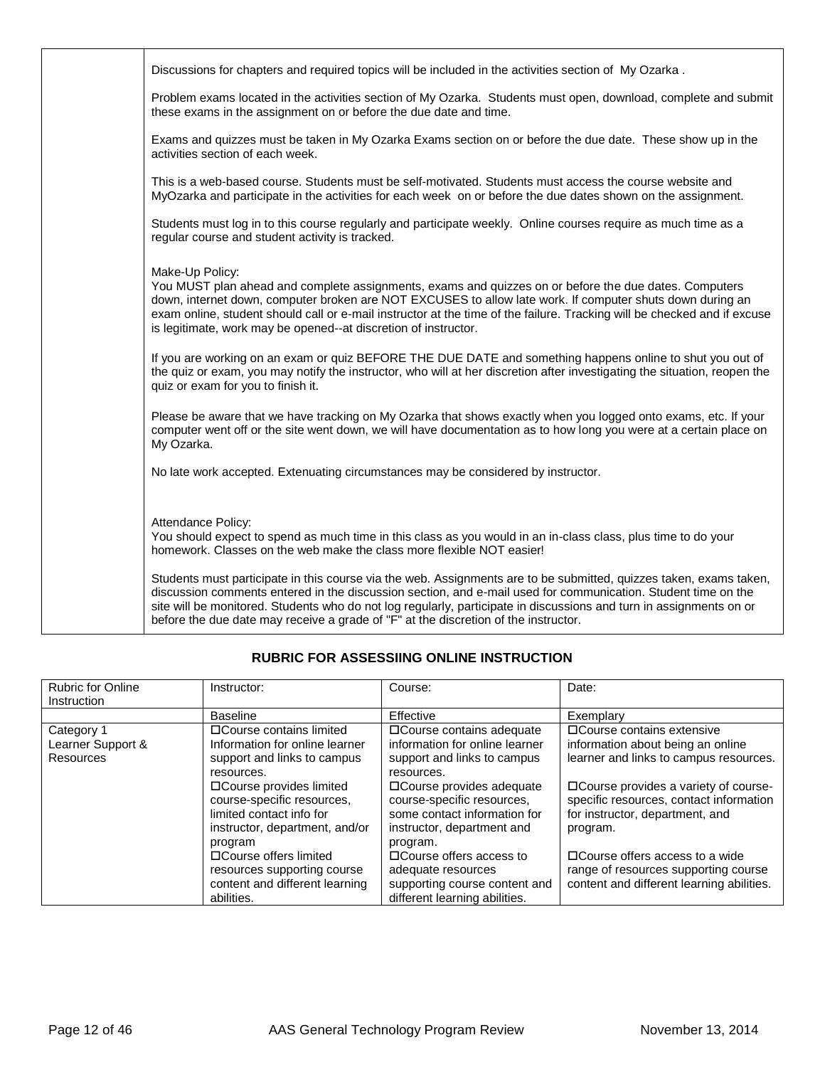Discussions for chapters and required topics will be included in the activities section of My Ozarka .

Problem exams located in the activities section of My Ozarka. Students must open, download, complete and submit these exams in the assignment on or before the due date and time.

Exams and quizzes must be taken in My Ozarka Exams section on or before the due date. These show up in the activities section of each week.

This is a web-based course. Students must be self-motivated. Students must access the course website and MyOzarka and participate in the activities for each week on or before the due dates shown on the assignment.

Students must log in to this course regularly and participate weekly. Online courses require as much time as a regular course and student activity is tracked.

Make-Up Policy:
You MUST plan ahead and complete assignments, exams and quizzes on or before the due dates. Computers down, internet down, computer broken are NOT EXCUSES to allow late work. If computer shuts down during an exam online, student should call or e-mail instructor at the time of the failure. Tracking will be checked and if excuse is legitimate, work may be opened--at discretion of instructor.

If you are working on an exam or quiz BEFORE THE DUE DATE and something happens online to shut you out of the quiz or exam, you may notify the instructor, who will at her discretion after investigating the situation, reopen the quiz or exam for you to finish it.

Please be aware that we have tracking on My Ozarka that shows exactly when you logged onto exams, etc. If your computer went off or the site went down, we will have documentation as to how long you were at a certain place on My Ozarka.

No late work accepted. Extenuating circumstances may be considered by instructor.

Attendance Policy:
You should expect to spend as much time in this class as you would in an in-class class, plus time to do your homework. Classes on the web make the class more flexible NOT easier!

Students must participate in this course via the web. Assignments are to be submitted, quizzes taken, exams taken, discussion comments entered in the discussion section, and e-mail used for communication. Student time on the site will be monitored. Students who do not log regularly, participate in discussions and turn in assignments on or before the due date may receive a grade of "F" at the discretion of the instructor.

## RUBRIC FOR ASSESSIING ONLINE INSTRUCTION

| Rubric for Online Instruction | Instructor: | Course: | Date: |
|---|---|---|---|
| | Baseline | Effective | Exemplary |
| Category 1 Learner Support & Resources | ☐Course contains limited Information for online learner support and links to campus resources.<br>☐Course provides limited course-specific resources, limited contact info for instructor, department, and/or program<br>☐Course offers limited resources supporting course content and different learning abilities. | ☐Course contains adequate information for online learner support and links to campus resources.<br>☐Course provides adequate course-specific resources, some contact information for instructor, department and program.<br>☐Course offers access to adequate resources supporting course content and different learning abilities. | ☐Course contains extensive information about being an online learner and links to campus resources.<br>☐Course provides a variety of course-specific resources, contact information for instructor, department, and program.<br>☐Course offers access to a wide range of resources supporting course content and different learning abilities. |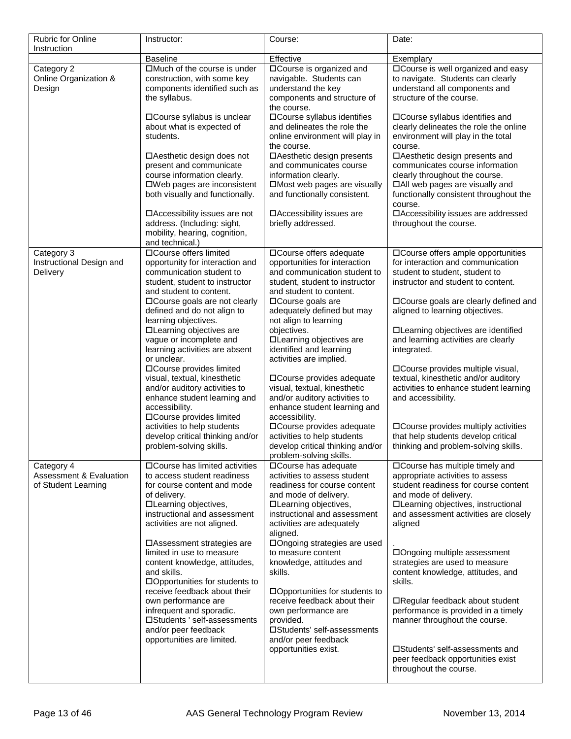| Rubric for Online Instruction | Instructor: | Course: | Date: |
| --- | --- | --- | --- |
| | Baseline | Effective | Exemplary |
| Category 2 Online Organization & Design | □Much of the course is under construction, with some key components identified such as the syllabus.<br>□Course syllabus is unclear about what is expected of students.<br>□Aesthetic design does not present and communicate course information clearly.<br>□Web pages are inconsistent both visually and functionally.<br>□Accessibility issues are not address. (Including: sight, mobility, hearing, cognition, and technical.) | □Course is organized and navigable. Students can understand the key components and structure of the course.<br>□Course syllabus identifies and delineates the role the online environment will play in the course.<br>□Aesthetic design presents and communicates course information clearly.<br>□Most web pages are visually and functionally consistent.<br>□Accessibility issues are briefly addressed. | □Course is well organized and easy to navigate. Students can clearly understand all components and structure of the course.<br>□Course syllabus identifies and clearly delineates the role the online environment will play in the total course.<br>□Aesthetic design presents and communicates course information clearly throughout the course.<br>□All web pages are visually and functionally consistent throughout the course.<br>□Accessibility issues are addressed throughout the course. |
| Category 3 Instructional Design and Delivery | □Course offers limited opportunity for interaction and communication student to student, student to instructor and student to content.<br>□Course goals are not clearly defined and do not align to learning objectives.<br>□Learning objectives are vague or incomplete and learning activities are absent or unclear.<br>□Course provides limited visual, textual, kinesthetic and/or auditory activities to enhance student learning and accessibility.<br>□Course provides limited activities to help students develop critical thinking and/or problem-solving skills. | □Course offers adequate opportunities for interaction and communication student to student, student to instructor and student to content.<br>□Course goals are adequately defined but may not align to learning objectives.<br>□Learning objectives are identified and learning activities are implied.<br>□Course provides adequate visual, textual, kinesthetic and/or auditory activities to enhance student learning and accessibility.<br>□Course provides adequate activities to help students develop critical thinking and/or problem-solving skills. | □Course offers ample opportunities for interaction and communication student to student, student to instructor and student to content.<br>□Course goals are clearly defined and aligned to learning objectives.<br>□Learning objectives are identified and learning activities are clearly integrated.<br>□Course provides multiple visual, textual, kinesthetic and/or auditory activities to enhance student learning and accessibility.<br>□Course provides multiply activities that help students develop critical thinking and problem-solving skills. |
| Category 4 Assessment & Evaluation of Student Learning | □Course has limited activities to access student readiness for course content and mode of delivery.<br>□Learning objectives, instructional and assessment activities are not aligned.<br>□Assessment strategies are limited in use to measure content knowledge, attitudes, and skills.<br>□Opportunities for students to receive feedback about their own performance are infrequent and sporadic.<br>□Students ' self-assessments and/or peer feedback opportunities are limited. | □Course has adequate activities to assess student readiness for course content and mode of delivery.<br>□Learning objectives, instructional and assessment activities are adequately aligned.<br>□Ongoing strategies are used to measure content knowledge, attitudes and skills.<br>□Opportunities for students to receive feedback about their own performance are provided.<br>□Students' self-assessments and/or peer feedback opportunities exist. | □Course has multiple timely and appropriate activities to assess student readiness for course content and mode of delivery.<br>□Learning objectives, instructional and assessment activities are closely aligned<br>.<br>□Ongoing multiple assessment strategies are used to measure content knowledge, attitudes, and skills.<br>□Regular feedback about student performance is provided in a timely manner throughout the course.<br>□Students' self-assessments and peer feedback opportunities exist throughout the course. |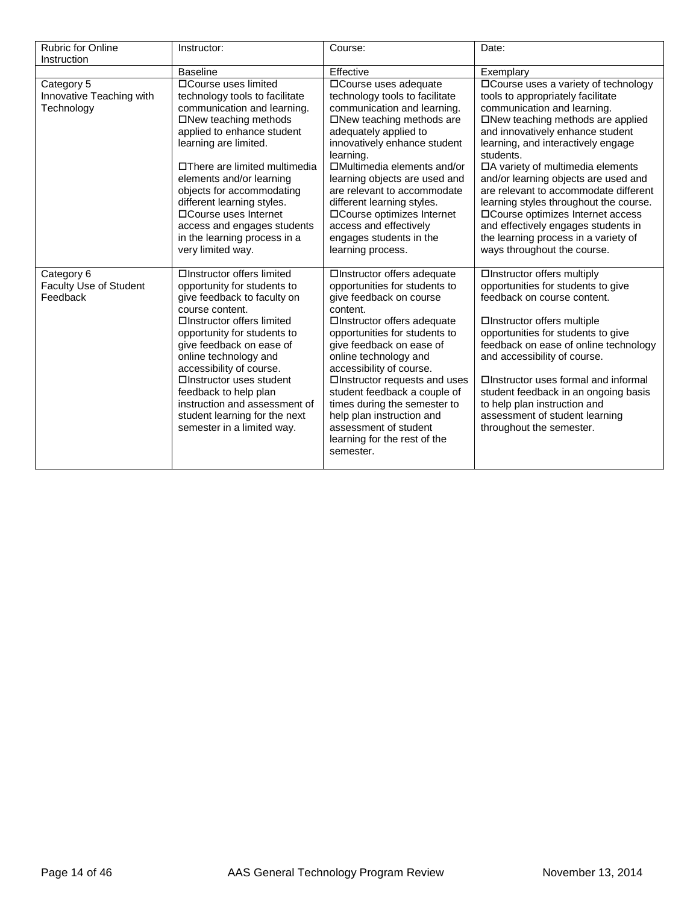| Rubric for Online Instruction | Instructor: | Course: | Date: |
|---|---|---|---|
| | Baseline | Effective | Exemplary |
| Category 5 Innovative Teaching with Technology | ☐Course uses limited technology tools to facilitate communication and learning. ☐New teaching methods applied to enhance student learning are limited. ☐There are limited multimedia elements and/or learning objects for accommodating different learning styles. ☐Course uses Internet access and engages students in the learning process in a very limited way. | ☐Course uses adequate technology tools to facilitate communication and learning. ☐New teaching methods are adequately applied to innovatively enhance student learning. ☐Multimedia elements and/or learning objects are used and are relevant to accommodate different learning styles. ☐Course optimizes Internet access and effectively engages students in the learning process. | ☐Course uses a variety of technology tools to appropriately facilitate communication and learning. ☐New teaching methods are applied and innovatively enhance student learning, and interactively engage students. ☐A variety of multimedia elements and/or learning objects are used and are relevant to accommodate different learning styles throughout the course. ☐Course optimizes Internet access and effectively engages students in the learning process in a variety of ways throughout the course. |
| Category 6 Faculty Use of Student Feedback | ☐Instructor offers limited opportunity for students to give feedback to faculty on course content. ☐Instructor offers limited opportunity for students to give feedback on ease of online technology and accessibility of course. ☐Instructor uses student feedback to help plan instruction and assessment of student learning for the next semester in a limited way. | ☐Instructor offers adequate opportunities for students to give feedback on course content. ☐Instructor offers adequate opportunities for students to give feedback on ease of online technology and accessibility of course. ☐Instructor requests and uses student feedback a couple of times during the semester to help plan instruction and assessment of student learning for the rest of the semester. | ☐Instructor offers multiply opportunities for students to give feedback on course content. ☐Instructor offers multiple opportunities for students to give feedback on ease of online technology and accessibility of course. ☐Instructor uses formal and informal student feedback in an ongoing basis to help plan instruction and assessment of student learning throughout the semester. |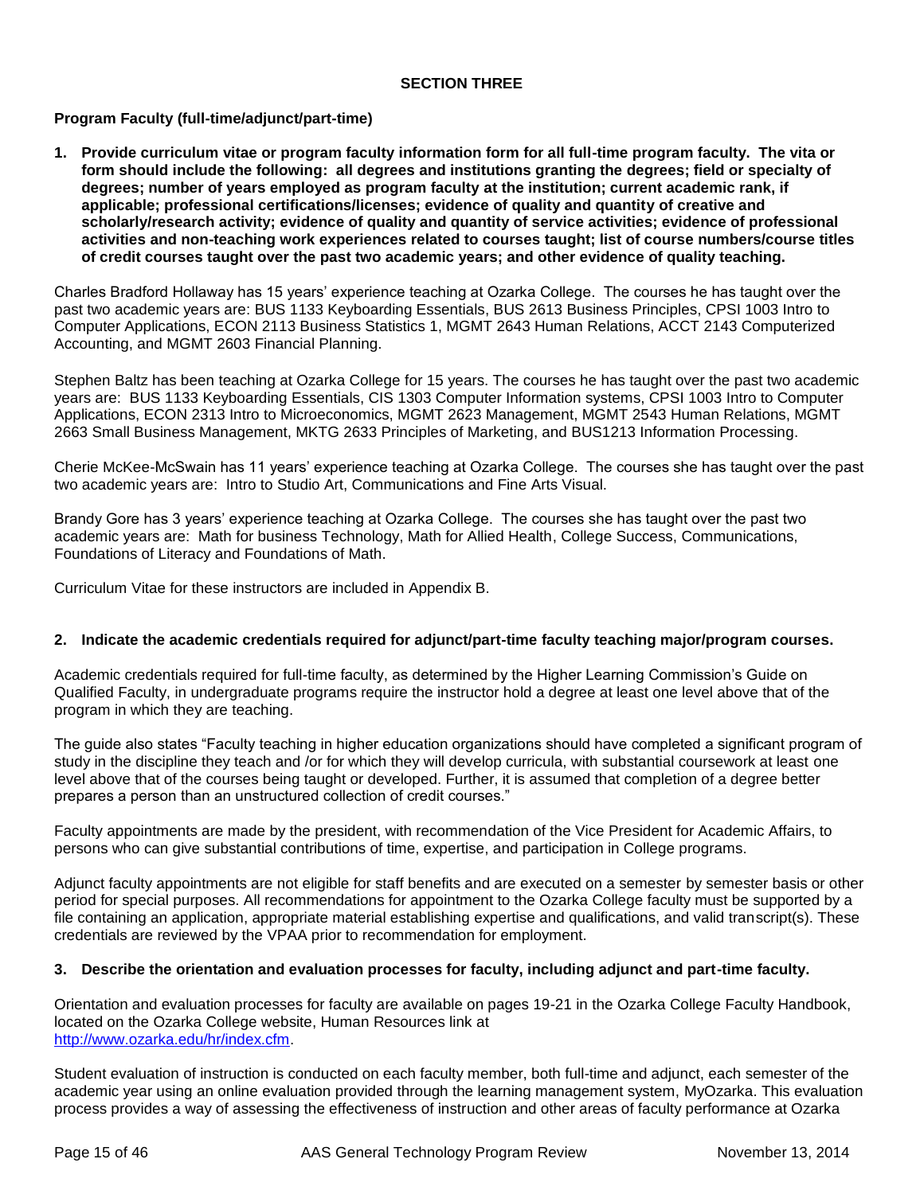**SECTION THREE**

**Program Faculty (full-time/adjunct/part-time)**

1. **Provide curriculum vitae or program faculty information form for all full-time program faculty. The vita or form should include the following: all degrees and institutions granting the degrees; field or specialty of degrees; number of years employed as program faculty at the institution; current academic rank, if applicable; professional certifications/licenses; evidence of quality and quantity of creative and scholarly/research activity; evidence of quality and quantity of service activities; evidence of professional activities and non-teaching work experiences related to courses taught; list of course numbers/course titles of credit courses taught over the past two academic years; and other evidence of quality teaching.**

Charles Bradford Hollaway has 15 years' experience teaching at Ozarka College. The courses he has taught over the past two academic years are: BUS 1133 Keyboarding Essentials, BUS 2613 Business Principles, CPSI 1003 Intro to Computer Applications, ECON 2113 Business Statistics 1, MGMT 2643 Human Relations, ACCT 2143 Computerized Accounting, and MGMT 2603 Financial Planning.

Stephen Baltz has been teaching at Ozarka College for 15 years. The courses he has taught over the past two academic years are: BUS 1133 Keyboarding Essentials, CIS 1303 Computer Information systems, CPSI 1003 Intro to Computer Applications, ECON 2313 Intro to Microeconomics, MGMT 2623 Management, MGMT 2543 Human Relations, MGMT 2663 Small Business Management, MKTG 2633 Principles of Marketing, and BUS1213 Information Processing.

Cherie McKee-McSwain has 11 years' experience teaching at Ozarka College. The courses she has taught over the past two academic years are: Intro to Studio Art, Communications and Fine Arts Visual.

Brandy Gore has 3 years' experience teaching at Ozarka College. The courses she has taught over the past two academic years are: Math for business Technology, Math for Allied Health, College Success, Communications, Foundations of Literacy and Foundations of Math.

Curriculum Vitae for these instructors are included in Appendix B.

2. **Indicate the academic credentials required for adjunct/part-time faculty teaching major/program courses.**

Academic credentials required for full-time faculty, as determined by the Higher Learning Commission's Guide on Qualified Faculty, in undergraduate programs require the instructor hold a degree at least one level above that of the program in which they are teaching.

The guide also states "Faculty teaching in higher education organizations should have completed a significant program of study in the discipline they teach and /or for which they will develop curricula, with substantial coursework at least one level above that of the courses being taught or developed. Further, it is assumed that completion of a degree better prepares a person than an unstructured collection of credit courses."

Faculty appointments are made by the president, with recommendation of the Vice President for Academic Affairs, to persons who can give substantial contributions of time, expertise, and participation in College programs.

Adjunct faculty appointments are not eligible for staff benefits and are executed on a semester by semester basis or other period for special purposes. All recommendations for appointment to the Ozarka College faculty must be supported by a file containing an application, appropriate material establishing expertise and qualifications, and valid transcript(s). These credentials are reviewed by the VPAA prior to recommendation for employment.

3. **Describe the orientation and evaluation processes for faculty, including adjunct and part-time faculty.**

Orientation and evaluation processes for faculty are available on pages 19-21 in the Ozarka College Faculty Handbook, located on the Ozarka College website, Human Resources link at [http://www.ozarka.edu/hr/index.cfm](http://www.ozarka.edu/hr/index.cfm).

Student evaluation of instruction is conducted on each faculty member, both full-time and adjunct, each semester of the academic year using an online evaluation provided through the learning management system, MyOzarka. This evaluation process provides a way of assessing the effectiveness of instruction and other areas of faculty performance at Ozarka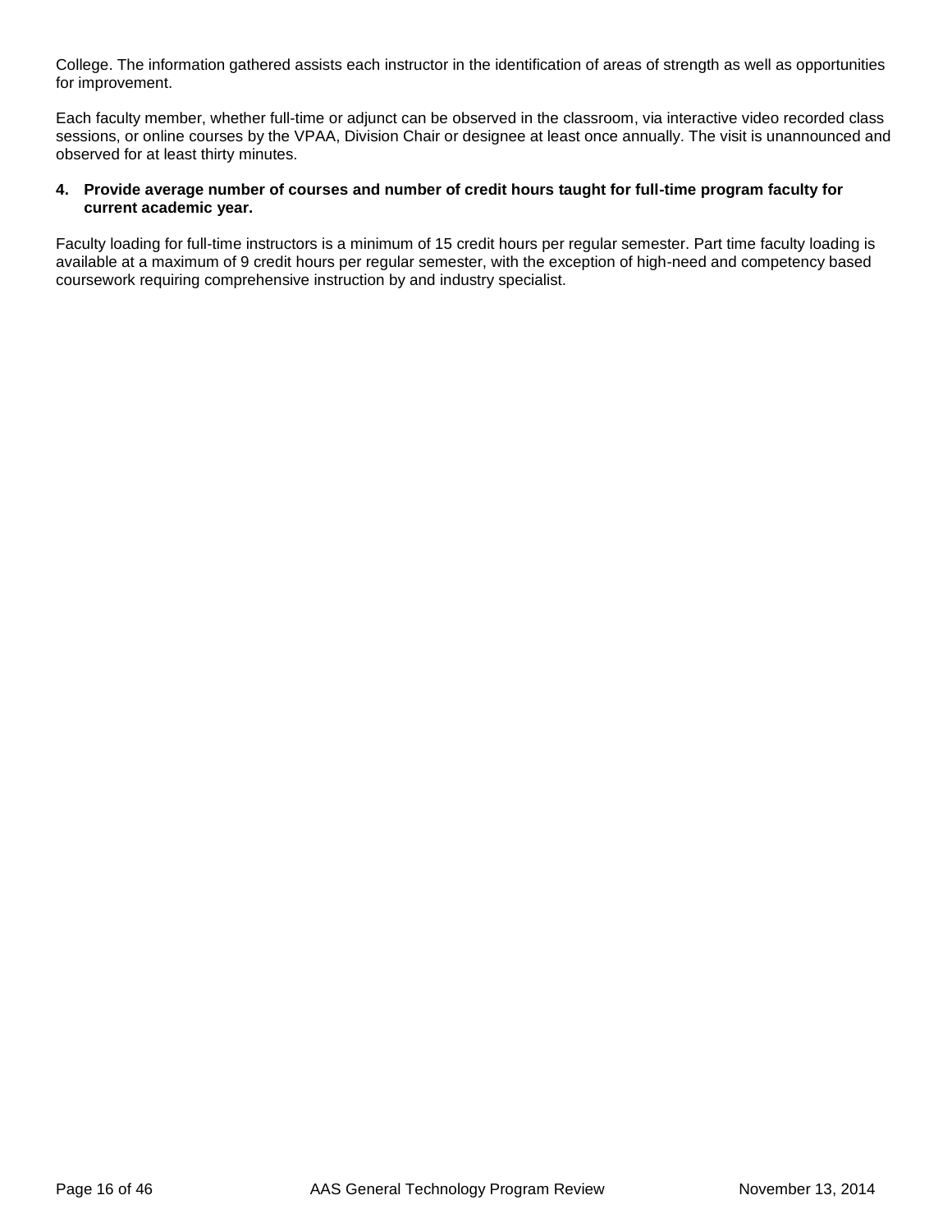College. The information gathered assists each instructor in the identification of areas of strength as well as opportunities for improvement.

Each faculty member, whether full-time or adjunct can be observed in the classroom, via interactive video recorded class sessions, or online courses by the VPAA, Division Chair or designee at least once annually. The visit is unannounced and observed for at least thirty minutes.

**4. Provide average number of courses and number of credit hours taught for full-time program faculty for current academic year.**

Faculty loading for full-time instructors is a minimum of 15 credit hours per regular semester. Part time faculty loading is available at a maximum of 9 credit hours per regular semester, with the exception of high-need and competency based coursework requiring comprehensive instruction by and industry specialist.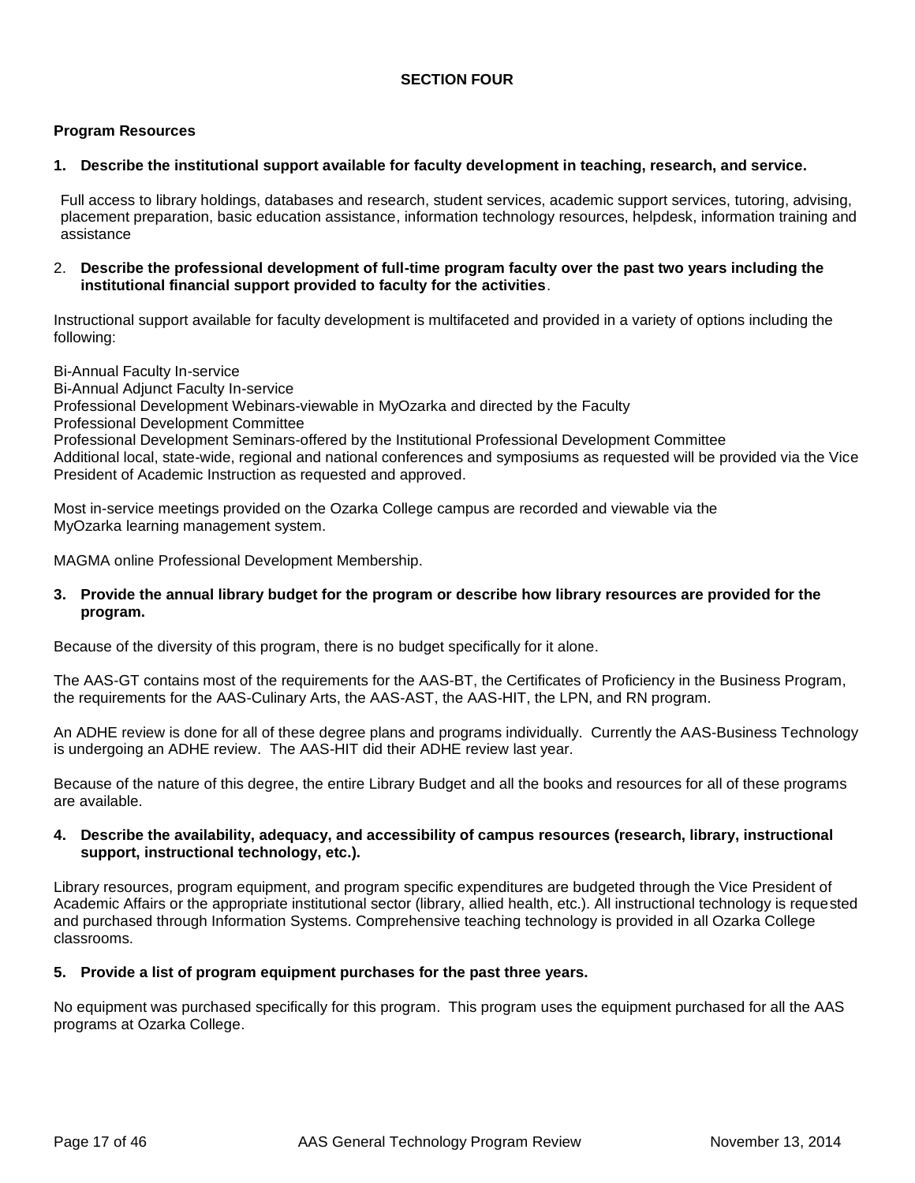## SECTION FOUR

### Program Resources

**1. Describe the institutional support available for faculty development in teaching, research, and service.**

Full access to library holdings, databases and research, student services, academic support services, tutoring, advising, placement preparation, basic education assistance, information technology resources, helpdesk, information training and assistance

2. **Describe the professional development of full-time program faculty over the past two years including the institutional financial support provided to faculty for the activities**.

Instructional support available for faculty development is multifaceted and provided in a variety of options including the following:

Bi-Annual Faculty In-service
Bi-Annual Adjunct Faculty In-service
Professional Development Webinars-viewable in MyOzarka and directed by the Faculty
Professional Development Committee
Professional Development Seminars-offered by the Institutional Professional Development Committee
Additional local, state-wide, regional and national conferences and symposiums as requested will be provided via the Vice President of Academic Instruction as requested and approved.

Most in-service meetings provided on the Ozarka College campus are recorded and viewable via the MyOzarka learning management system.

MAGMA online Professional Development Membership.

**3. Provide the annual library budget for the program or describe how library resources are provided for the program.**

Because of the diversity of this program, there is no budget specifically for it alone.

The AAS-GT contains most of the requirements for the AAS-BT, the Certificates of Proficiency in the Business Program, the requirements for the AAS-Culinary Arts, the AAS-AST, the AAS-HIT, the LPN, and RN program.

An ADHE review is done for all of these degree plans and programs individually. Currently the AAS-Business Technology is undergoing an ADHE review. The AAS-HIT did their ADHE review last year.

Because of the nature of this degree, the entire Library Budget and all the books and resources for all of these programs are available.

**4. Describe the availability, adequacy, and accessibility of campus resources (research, library, instructional support, instructional technology, etc.).**

Library resources, program equipment, and program specific expenditures are budgeted through the Vice President of Academic Affairs or the appropriate institutional sector (library, allied health, etc.). All instructional technology is requested and purchased through Information Systems. Comprehensive teaching technology is provided in all Ozarka College classrooms.

**5. Provide a list of program equipment purchases for the past three years.**

No equipment was purchased specifically for this program. This program uses the equipment purchased for all the AAS programs at Ozarka College.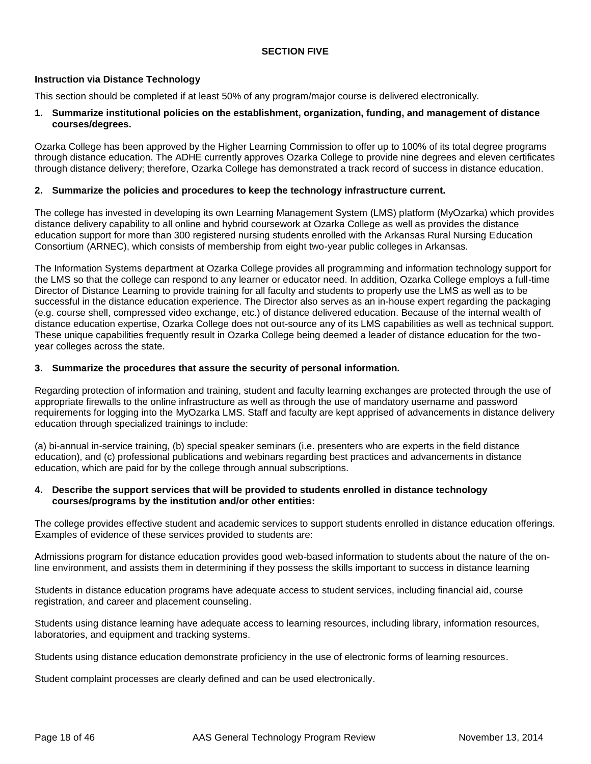## SECTION FIVE

### Instruction via Distance Technology

This section should be completed if at least 50% of any program/major course is delivered electronically.

**1. Summarize institutional policies on the establishment, organization, funding, and management of distance courses/degrees.**

Ozarka College has been approved by the Higher Learning Commission to offer up to 100% of its total degree programs through distance education. The ADHE currently approves Ozarka College to provide nine degrees and eleven certificates through distance delivery; therefore, Ozarka College has demonstrated a track record of success in distance education.

**2. Summarize the policies and procedures to keep the technology infrastructure current.**

The college has invested in developing its own Learning Management System (LMS) platform (MyOzarka) which provides distance delivery capability to all online and hybrid coursework at Ozarka College as well as provides the distance education support for more than 300 registered nursing students enrolled with the Arkansas Rural Nursing Education Consortium (ARNEC), which consists of membership from eight two-year public colleges in Arkansas.

The Information Systems department at Ozarka College provides all programming and information technology support for the LMS so that the college can respond to any learner or educator need. In addition, Ozarka College employs a full-time Director of Distance Learning to provide training for all faculty and students to properly use the LMS as well as to be successful in the distance education experience. The Director also serves as an in-house expert regarding the packaging (e.g. course shell, compressed video exchange, etc.) of distance delivered education. Because of the internal wealth of distance education expertise, Ozarka College does not out-source any of its LMS capabilities as well as technical support. These unique capabilities frequently result in Ozarka College being deemed a leader of distance education for the two-year colleges across the state.

**3. Summarize the procedures that assure the security of personal information.**

Regarding protection of information and training, student and faculty learning exchanges are protected through the use of appropriate firewalls to the online infrastructure as well as through the use of mandatory username and password requirements for logging into the MyOzarka LMS. Staff and faculty are kept apprised of advancements in distance delivery education through specialized trainings to include:

(a) bi-annual in-service training, (b) special speaker seminars (i.e. presenters who are experts in the field distance education), and (c) professional publications and webinars regarding best practices and advancements in distance education, which are paid for by the college through annual subscriptions.

**4. Describe the support services that will be provided to students enrolled in distance technology courses/programs by the institution and/or other entities:**

The college provides effective student and academic services to support students enrolled in distance education offerings. Examples of evidence of these services provided to students are:

Admissions program for distance education provides good web-based information to students about the nature of the on-line environment, and assists them in determining if they possess the skills important to success in distance learning

Students in distance education programs have adequate access to student services, including financial aid, course registration, and career and placement counseling.

Students using distance learning have adequate access to learning resources, including library, information resources, laboratories, and equipment and tracking systems.

Students using distance education demonstrate proficiency in the use of electronic forms of learning resources.

Student complaint processes are clearly defined and can be used electronically.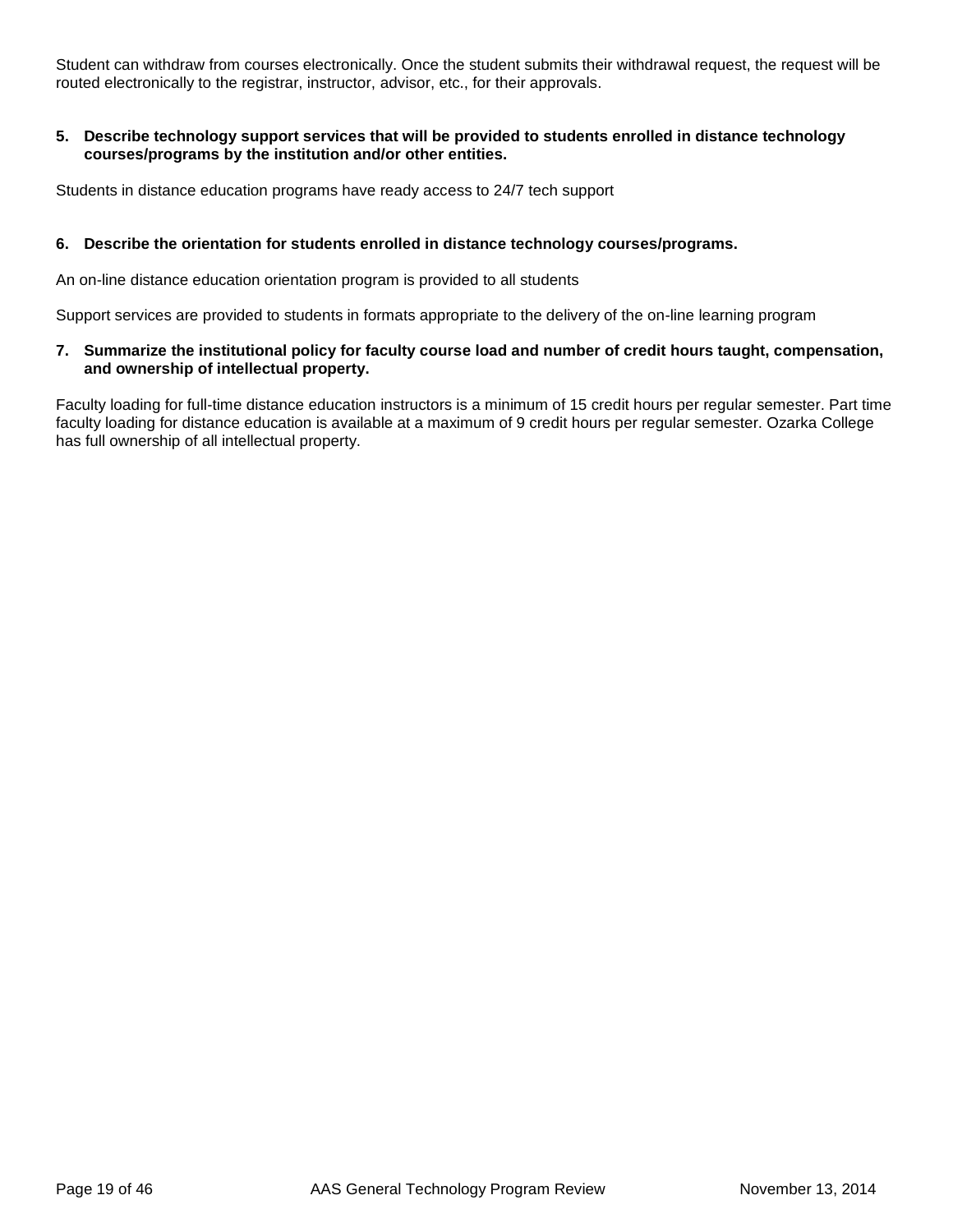Student can withdraw from courses electronically. Once the student submits their withdrawal request, the request will be routed electronically to the registrar, instructor, advisor, etc., for their approvals.

**5. Describe technology support services that will be provided to students enrolled in distance technology courses/programs by the institution and/or other entities.**

Students in distance education programs have ready access to 24/7 tech support

**6. Describe the orientation for students enrolled in distance technology courses/programs.**

An on-line distance education orientation program is provided to all students

Support services are provided to students in formats appropriate to the delivery of the on-line learning program

**7. Summarize the institutional policy for faculty course load and number of credit hours taught, compensation, and ownership of intellectual property.**

Faculty loading for full-time distance education instructors is a minimum of 15 credit hours per regular semester. Part time faculty loading for distance education is available at a maximum of 9 credit hours per regular semester. Ozarka College has full ownership of all intellectual property.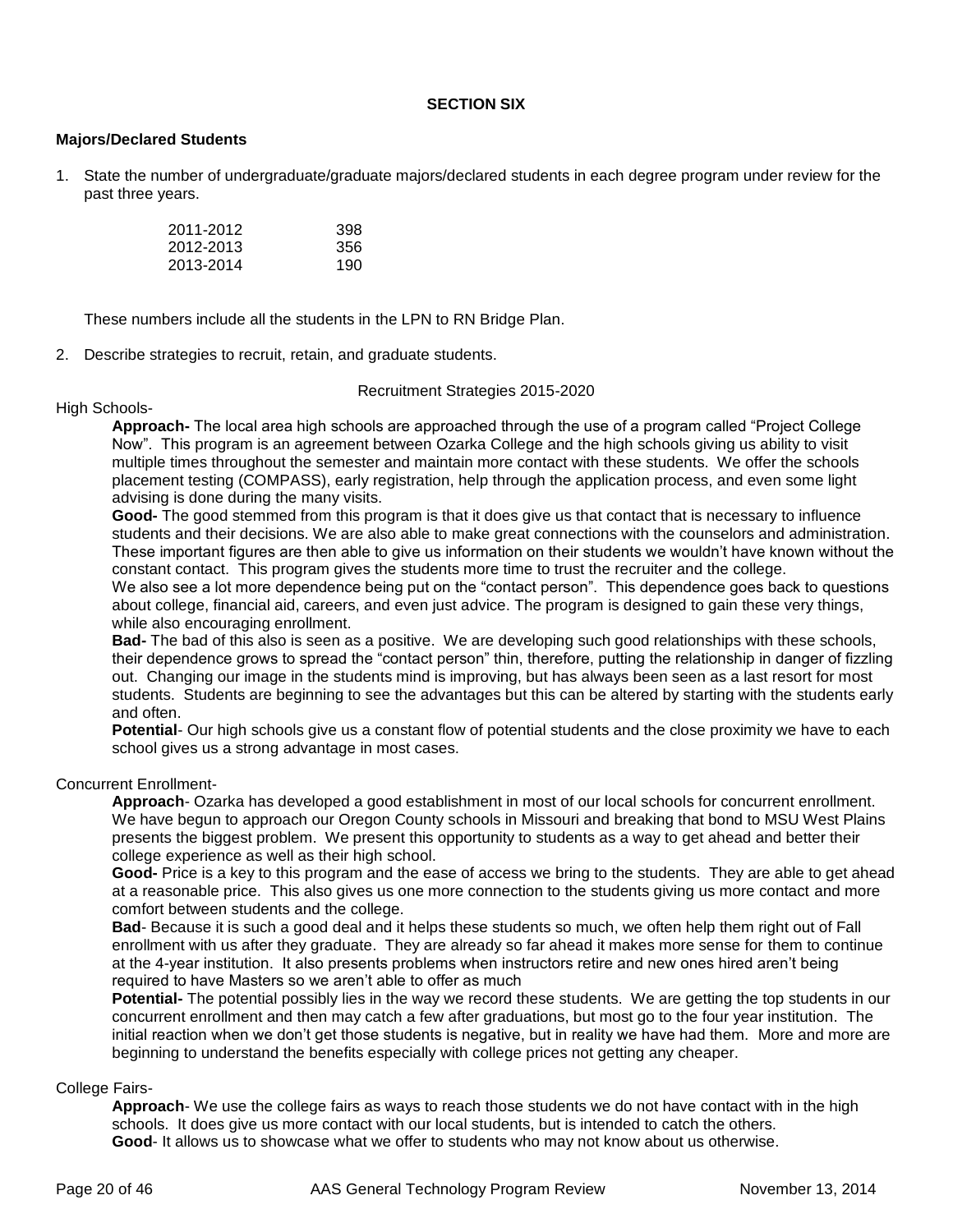## SECTION SIX

### Majors/Declared Students

1. State the number of undergraduate/graduate majors/declared students in each degree program under review for the past three years.

| | |
|---|---|
| 2011-2012 | 398 |
| 2012-2013 | 356 |
| 2013-2014 | 190 |

These numbers include all the students in the LPN to RN Bridge Plan.

2. Describe strategies to recruit, retain, and graduate students.

Recruitment Strategies 2015-2020

High Schools-

**Approach-** The local area high schools are approached through the use of a program called "Project College Now". This program is an agreement between Ozarka College and the high schools giving us ability to visit multiple times throughout the semester and maintain more contact with these students. We offer the schools placement testing (COMPASS), early registration, help through the application process, and even some light advising is done during the many visits.

**Good-** The good stemmed from this program is that it does give us that contact that is necessary to influence students and their decisions. We are also able to make great connections with the counselors and administration. These important figures are then able to give us information on their students we wouldn't have known without the constant contact. This program gives the students more time to trust the recruiter and the college.

We also see a lot more dependence being put on the "contact person". This dependence goes back to questions about college, financial aid, careers, and even just advice. The program is designed to gain these very things, while also encouraging enrollment.

**Bad-** The bad of this also is seen as a positive. We are developing such good relationships with these schools, their dependence grows to spread the "contact person" thin, therefore, putting the relationship in danger of fizzling out. Changing our image in the students mind is improving, but has always been seen as a last resort for most students. Students are beginning to see the advantages but this can be altered by starting with the students early and often.

**Potential**- Our high schools give us a constant flow of potential students and the close proximity we have to each school gives us a strong advantage in most cases.

Concurrent Enrollment-

**Approach**- Ozarka has developed a good establishment in most of our local schools for concurrent enrollment. We have begun to approach our Oregon County schools in Missouri and breaking that bond to MSU West Plains presents the biggest problem. We present this opportunity to students as a way to get ahead and better their college experience as well as their high school.

**Good-** Price is a key to this program and the ease of access we bring to the students. They are able to get ahead at a reasonable price. This also gives us one more connection to the students giving us more contact and more comfort between students and the college.

**Bad**- Because it is such a good deal and it helps these students so much, we often help them right out of Fall enrollment with us after they graduate. They are already so far ahead it makes more sense for them to continue at the 4-year institution. It also presents problems when instructors retire and new ones hired aren't being required to have Masters so we aren't able to offer as much

**Potential-** The potential possibly lies in the way we record these students. We are getting the top students in our concurrent enrollment and then may catch a few after graduations, but most go to the four year institution. The initial reaction when we don't get those students is negative, but in reality we have had them. More and more are beginning to understand the benefits especially with college prices not getting any cheaper.

College Fairs-

**Approach**- We use the college fairs as ways to reach those students we do not have contact with in the high schools. It does give us more contact with our local students, but is intended to catch the others.

**Good**- It allows us to showcase what we offer to students who may not know about us otherwise.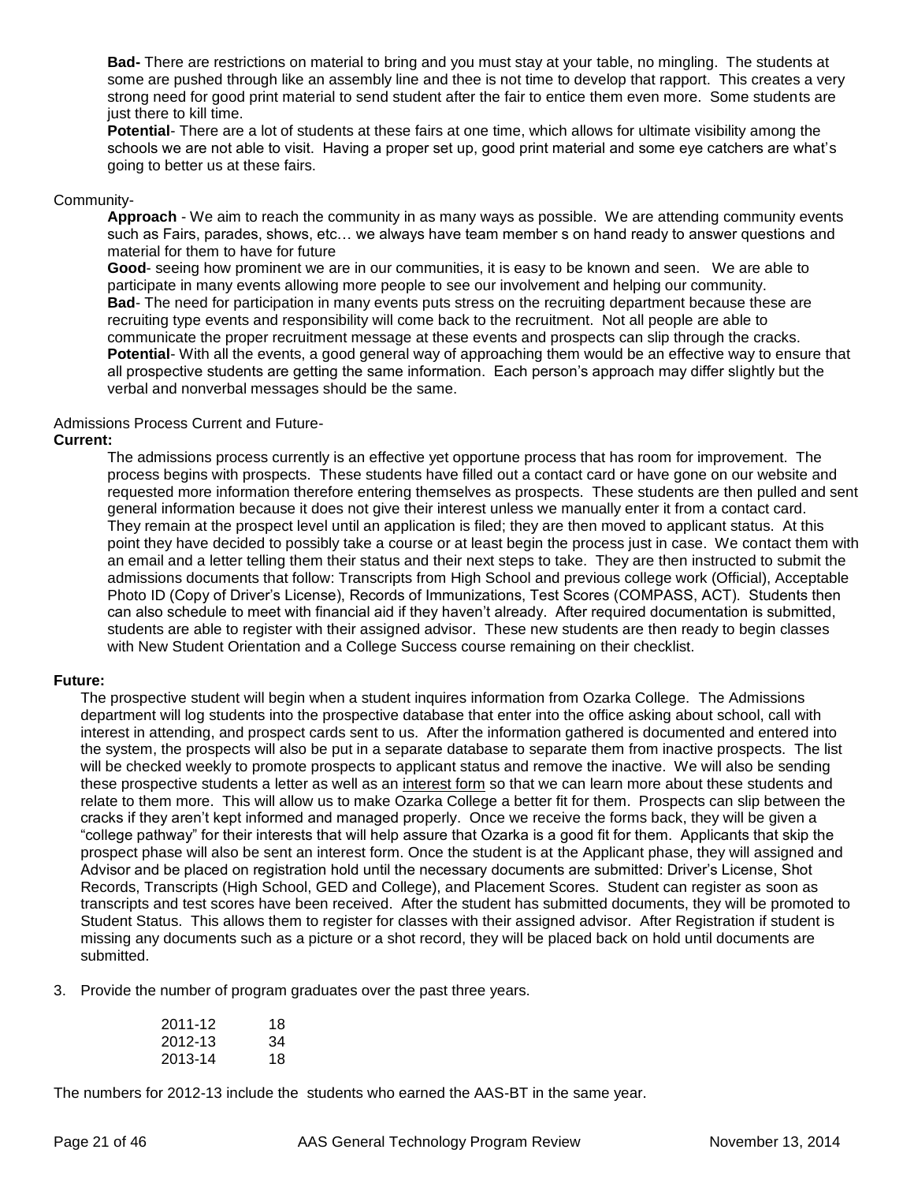**Bad-** There are restrictions on material to bring and you must stay at your table, no mingling. The students at some are pushed through like an assembly line and thee is not time to develop that rapport. This creates a very strong need for good print material to send student after the fair to entice them even more. Some students are just there to kill time.

**Potential**- There are a lot of students at these fairs at one time, which allows for ultimate visibility among the schools we are not able to visit. Having a proper set up, good print material and some eye catchers are what's going to better us at these fairs.

Community-

**Approach** - We aim to reach the community in as many ways as possible. We are attending community events such as Fairs, parades, shows, etc… we always have team member s on hand ready to answer questions and material for them to have for future

**Good**- seeing how prominent we are in our communities, it is easy to be known and seen. We are able to participate in many events allowing more people to see our involvement and helping our community.

**Bad**- The need for participation in many events puts stress on the recruiting department because these are recruiting type events and responsibility will come back to the recruitment. Not all people are able to communicate the proper recruitment message at these events and prospects can slip through the cracks.

**Potential**- With all the events, a good general way of approaching them would be an effective way to ensure that all prospective students are getting the same information. Each person's approach may differ slightly but the verbal and nonverbal messages should be the same.

Admissions Process Current and Future-

**Current:**

The admissions process currently is an effective yet opportune process that has room for improvement. The process begins with prospects. These students have filled out a contact card or have gone on our website and requested more information therefore entering themselves as prospects. These students are then pulled and sent general information because it does not give their interest unless we manually enter it from a contact card. They remain at the prospect level until an application is filed; they are then moved to applicant status. At this point they have decided to possibly take a course or at least begin the process just in case. We contact them with an email and a letter telling them their status and their next steps to take. They are then instructed to submit the admissions documents that follow: Transcripts from High School and previous college work (Official), Acceptable Photo ID (Copy of Driver's License), Records of Immunizations, Test Scores (COMPASS, ACT). Students then can also schedule to meet with financial aid if they haven't already. After required documentation is submitted, students are able to register with their assigned advisor. These new students are then ready to begin classes with New Student Orientation and a College Success course remaining on their checklist.

**Future:**

The prospective student will begin when a student inquires information from Ozarka College. The Admissions department will log students into the prospective database that enter into the office asking about school, call with interest in attending, and prospect cards sent to us. After the information gathered is documented and entered into the system, the prospects will also be put in a separate database to separate them from inactive prospects. The list will be checked weekly to promote prospects to applicant status and remove the inactive. We will also be sending these prospective students a letter as well as an interest form so that we can learn more about these students and relate to them more. This will allow us to make Ozarka College a better fit for them. Prospects can slip between the cracks if they aren't kept informed and managed properly. Once we receive the forms back, they will be given a "college pathway" for their interests that will help assure that Ozarka is a good fit for them. Applicants that skip the prospect phase will also be sent an interest form. Once the student is at the Applicant phase, they will assigned and Advisor and be placed on registration hold until the necessary documents are submitted: Driver's License, Shot Records, Transcripts (High School, GED and College), and Placement Scores. Student can register as soon as transcripts and test scores have been received. After the student has submitted documents, they will be promoted to Student Status. This allows them to register for classes with their assigned advisor. After Registration if student is missing any documents such as a picture or a shot record, they will be placed back on hold until documents are submitted.

3. Provide the number of program graduates over the past three years.

| | |
|---|---|
| 2011-12 | 18 |
| 2012-13 | 34 |
| 2013-14 | 18 |

The numbers for 2012-13 include the students who earned the AAS-BT in the same year.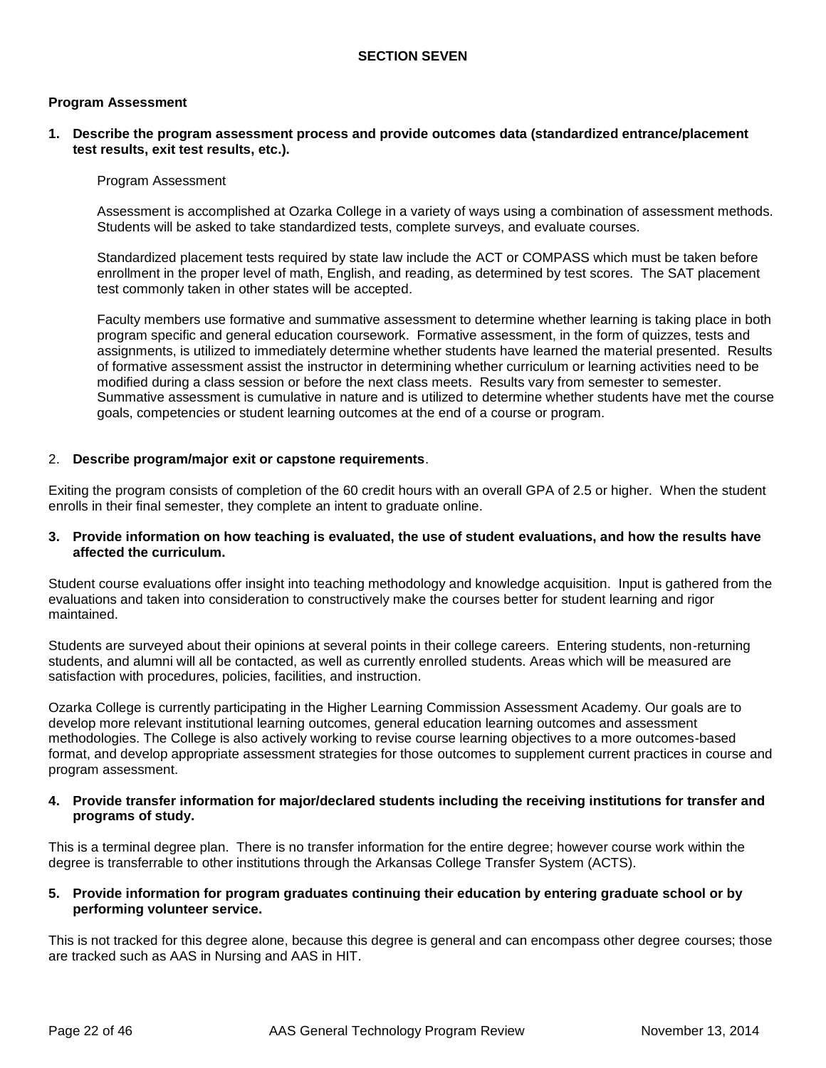## SECTION SEVEN

### Program Assessment

**1. Describe the program assessment process and provide outcomes data (standardized entrance/placement test results, exit test results, etc.).**

Program Assessment

Assessment is accomplished at Ozarka College in a variety of ways using a combination of assessment methods. Students will be asked to take standardized tests, complete surveys, and evaluate courses.

Standardized placement tests required by state law include the ACT or COMPASS which must be taken before enrollment in the proper level of math, English, and reading, as determined by test scores. The SAT placement test commonly taken in other states will be accepted.

Faculty members use formative and summative assessment to determine whether learning is taking place in both program specific and general education coursework. Formative assessment, in the form of quizzes, tests and assignments, is utilized to immediately determine whether students have learned the material presented. Results of formative assessment assist the instructor in determining whether curriculum or learning activities need to be modified during a class session or before the next class meets. Results vary from semester to semester. Summative assessment is cumulative in nature and is utilized to determine whether students have met the course goals, competencies or student learning outcomes at the end of a course or program.

2. **Describe program/major exit or capstone requirements**.

Exiting the program consists of completion of the 60 credit hours with an overall GPA of 2.5 or higher. When the student enrolls in their final semester, they complete an intent to graduate online.

**3. Provide information on how teaching is evaluated, the use of student evaluations, and how the results have affected the curriculum.**

Student course evaluations offer insight into teaching methodology and knowledge acquisition. Input is gathered from the evaluations and taken into consideration to constructively make the courses better for student learning and rigor maintained.

Students are surveyed about their opinions at several points in their college careers. Entering students, non-returning students, and alumni will all be contacted, as well as currently enrolled students. Areas which will be measured are satisfaction with procedures, policies, facilities, and instruction.

Ozarka College is currently participating in the Higher Learning Commission Assessment Academy. Our goals are to develop more relevant institutional learning outcomes, general education learning outcomes and assessment methodologies. The College is also actively working to revise course learning objectives to a more outcomes-based format, and develop appropriate assessment strategies for those outcomes to supplement current practices in course and program assessment.

**4. Provide transfer information for major/declared students including the receiving institutions for transfer and programs of study.**

This is a terminal degree plan. There is no transfer information for the entire degree; however course work within the degree is transferrable to other institutions through the Arkansas College Transfer System (ACTS).

**5. Provide information for program graduates continuing their education by entering graduate school or by performing volunteer service.**

This is not tracked for this degree alone, because this degree is general and can encompass other degree courses; those are tracked such as AAS in Nursing and AAS in HIT.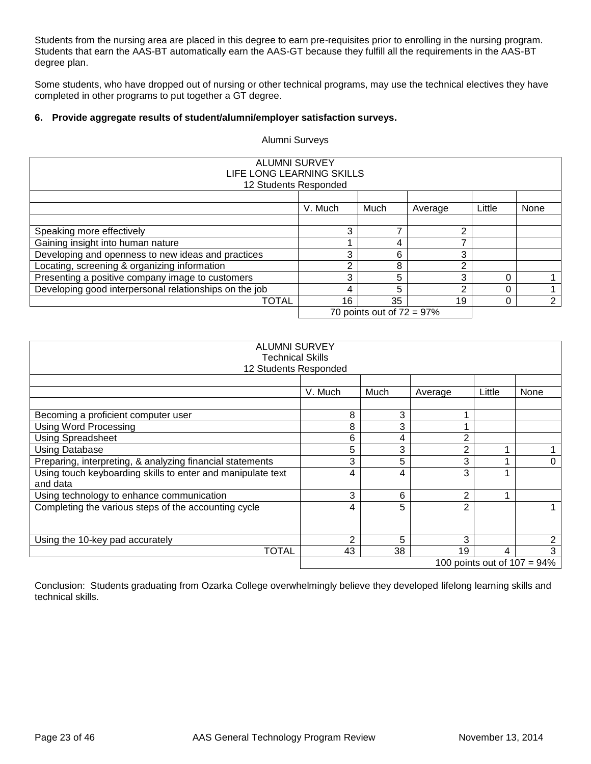Students from the nursing area are placed in this degree to earn pre-requisites prior to enrolling in the nursing program. Students that earn the AAS-BT automatically earn the AAS-GT because they fulfill all the requirements in the AAS-BT degree plan.

Some students, who have dropped out of nursing or other technical programs, may use the technical electives they have completed in other programs to put together a GT degree.

**6. Provide aggregate results of student/alumni/employer satisfaction surveys.**

Alumni Surveys

| ALUMNI SURVEY LIFE LONG LEARNING SKILLS 12 Students Responded | | | | | |
|---|---|---|---|---|---|
| | V. Much | Much | Average | Little | None |
| Speaking more effectively | 3 | 7 | 2 | | |
| Gaining insight into human nature | 1 | 4 | 7 | | |
| Developing and openness to new ideas and practices | 3 | 6 | 3 | | |
| Locating, screening & organizing information | 2 | 8 | 2 | | |
| Presenting a positive company image to customers | 3 | 5 | 3 | 0 | 1 |
| Developing good interpersonal relationships on the job | 4 | 5 | 2 | 0 | 1 |
| TOTAL | 16 | 35 | 19 | 0 | 2 |
| | 70 points out of 72 = 97% | | | | |

| ALUMNI SURVEY Technical Skills 12 Students Responded | | | | | |
|---|---|---|---|---|---|
| | V. Much | Much | Average | Little | None |
| Becoming a proficient computer user | 8 | 3 | 1 | | |
| Using Word Processing | 8 | 3 | 1 | | |
| Using Spreadsheet | 6 | 4 | 2 | | |
| Using Database | 5 | 3 | 2 | 1 | 1 |
| Preparing, interpreting, & analyzing financial statements | 3 | 5 | 3 | 1 | 0 |
| Using touch keyboarding skills to enter and manipulate text and data | 4 | 4 | 3 | 1 | |
| Using technology to enhance communication | 3 | 6 | 2 | 1 | |
| Completing the various steps of the accounting cycle | 4 | 5 | 2 | | 1 |
| Using the 10-key pad accurately | 2 | 5 | 3 | | 2 |
| TOTAL | 43 | 38 | 19 | 4 | 3 |
| | 100 points out of 107 = 94% | | | | |

Conclusion: Students graduating from Ozarka College overwhelmingly believe they developed lifelong learning skills and technical skills.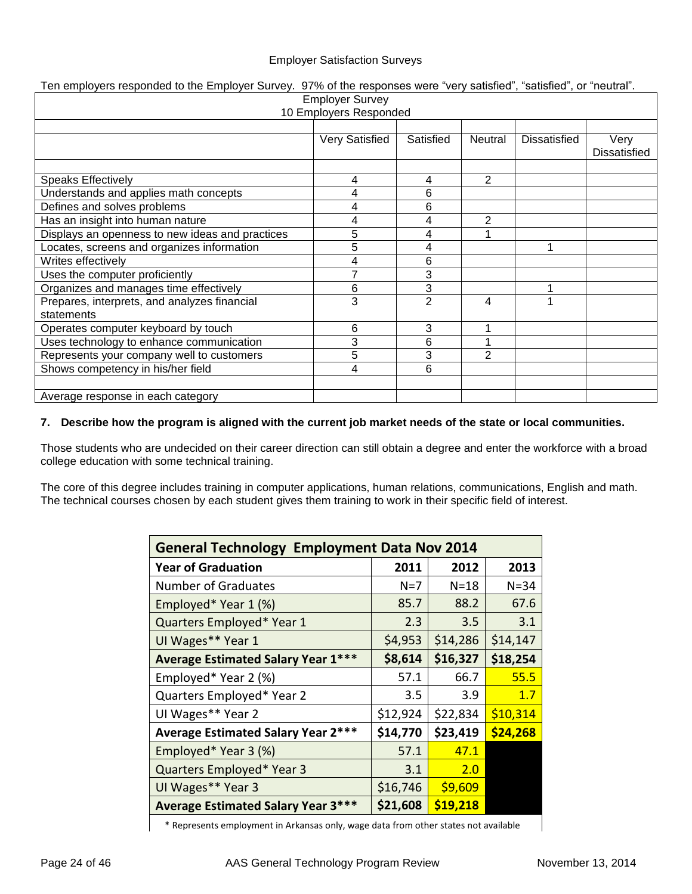Employer Satisfaction Surveys

Ten employers responded to the Employer Survey. 97% of the responses were "very satisfied", "satisfied", or "neutral".

| Employer Survey 10 Employers Responded | | | | | |
|---|---|---|---|---|---|
| | Very Satisfied | Satisfied | Neutral | Dissatisfied | Very Dissatisfied |
| Speaks Effectively | 4 | 4 | 2 | | |
| Understands and applies math concepts | 4 | 6 | | | |
| Defines and solves problems | 4 | 6 | | | |
| Has an insight into human nature | 4 | 4 | 2 | | |
| Displays an openness to new ideas and practices | 5 | 4 | 1 | | |
| Locates, screens and organizes information | 5 | 4 | | 1 | |
| Writes effectively | 4 | 6 | | | |
| Uses the computer proficiently | 7 | 3 | | | |
| Organizes and manages time effectively | 6 | 3 | | 1 | |
| Prepares, interprets, and analyzes financial statements | 3 | 2 | 4 | 1 | |
| Operates computer keyboard by touch | 6 | 3 | 1 | | |
| Uses technology to enhance communication | 3 | 6 | 1 | | |
| Represents your company well to customers | 5 | 3 | 2 | | |
| Shows competency in his/her field | 4 | 6 | | | |
| Average response in each category | | | | | |

**7. Describe how the program is aligned with the current job market needs of the state or local communities.**

Those students who are undecided on their career direction can still obtain a degree and enter the workforce with a broad college education with some technical training.

The core of this degree includes training in computer applications, human relations, communications, English and math. The technical courses chosen by each student gives them training to work in their specific field of interest.

| General Technology Employment Data Nov 2014 | | | |
|---|---|---|---|
| **Year of Graduation** | **2011** | **2012** | **2013** |
| Number of Graduates | N=7 | N=18 | N=34 |
| Employed* Year 1 (%) | 85.7 | 88.2 | 67.6 |
| Quarters Employed* Year 1 | 2.3 | 3.5 | 3.1 |
| UI Wages** Year 1 | $4,953 | $14,286 | $14,147 |
| **Average Estimated Salary Year 1*** ** | **$8,614** | **$16,327** | **$18,254** |
| Employed* Year 2 (%) | 57.1 | 66.7 | 55.5 |
| Quarters Employed* Year 2 | 3.5 | 3.9 | 1.7 |
| UI Wages** Year 2 | $12,924 | $22,834 | $10,314 |
| **Average Estimated Salary Year 2*** ** | **$14,770** | **$23,419** | **$24,268** |
| Employed* Year 3 (%) | 57.1 | 47.1 | |
| Quarters Employed* Year 3 | 3.1 | 2.0 | |
| UI Wages** Year 3 | $16,746 | $9,609 | |
| **Average Estimated Salary Year 3*** ** | **$21,608** | **$19,218** | |

* Represents employment in Arkansas only, wage data from other states not available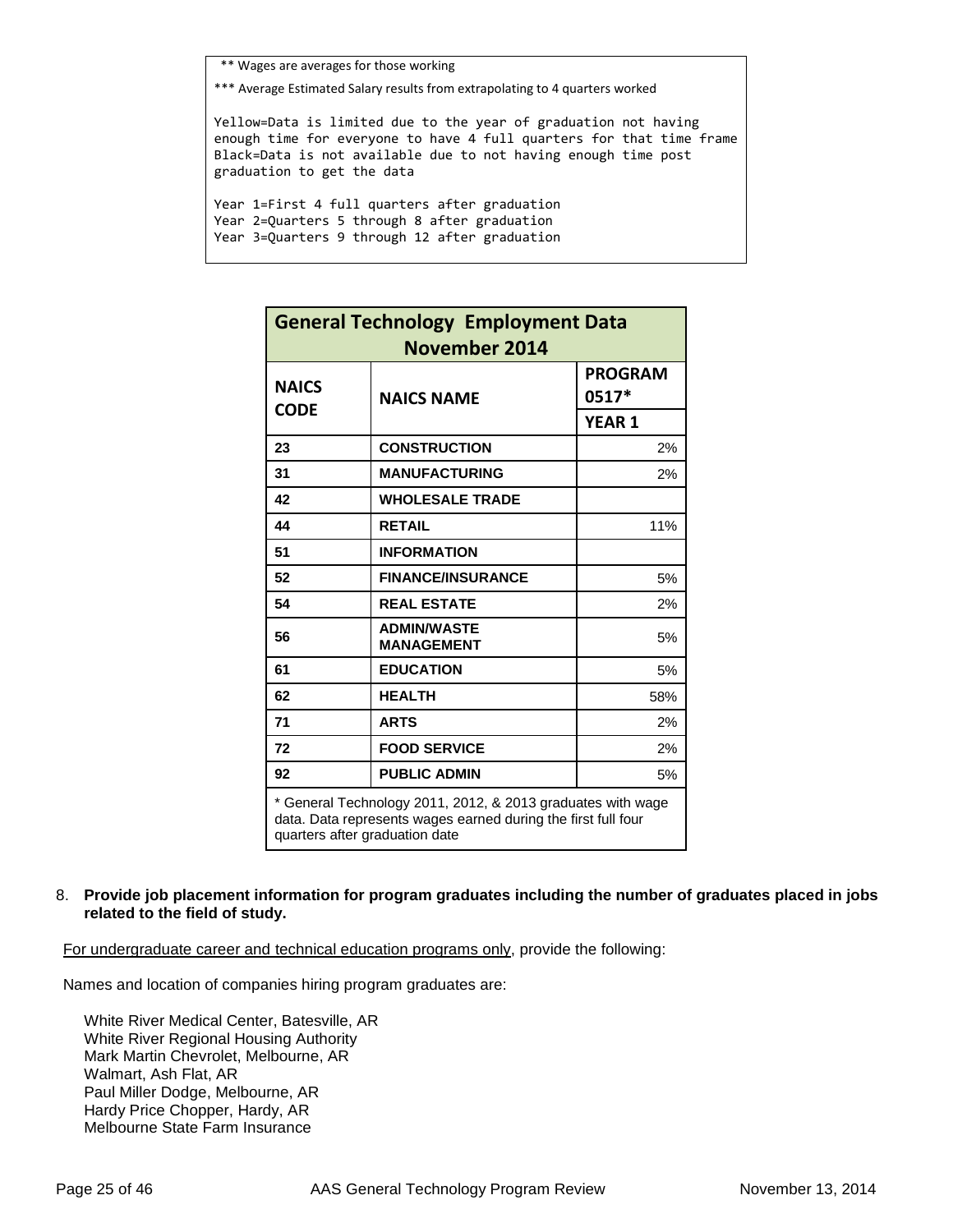** Wages are averages for those working

*** Average Estimated Salary results from extrapolating to 4 quarters worked

Yellow=Data is limited due to the year of graduation not having enough time for everyone to have 4 full quarters for that time frame
Black=Data is not available due to not having enough time post graduation to get the data

Year 1=First 4 full quarters after graduation
Year 2=Quarters 5 through 8 after graduation
Year 3=Quarters 9 through 12 after graduation

| General Technology Employment Data November 2014 | | |
|---|---|---|
| **NAICS CODE** | **NAICS NAME** | **PROGRAM 0517*** |
| | | **YEAR 1** |
| 23 | CONSTRUCTION | 2% |
| 31 | MANUFACTURING | 2% |
| 42 | WHOLESALE TRADE | |
| 44 | RETAIL | 11% |
| 51 | INFORMATION | |
| 52 | FINANCE/INSURANCE | 5% |
| 54 | REAL ESTATE | 2% |
| 56 | ADMIN/WASTE MANAGEMENT | 5% |
| 61 | EDUCATION | 5% |
| 62 | HEALTH | 58% |
| 71 | ARTS | 2% |
| 72 | FOOD SERVICE | 2% |
| 92 | PUBLIC ADMIN | 5% |

* General Technology 2011, 2012, & 2013 graduates with wage data. Data represents wages earned during the first full four quarters after graduation date

8. **Provide job placement information for program graduates including the number of graduates placed in jobs related to the field of study.**

For undergraduate career and technical education programs only, provide the following:

Names and location of companies hiring program graduates are:

White River Medical Center, Batesville, AR
White River Regional Housing Authority
Mark Martin Chevrolet, Melbourne, AR
Walmart, Ash Flat, AR
Paul Miller Dodge, Melbourne, AR
Hardy Price Chopper, Hardy, AR
Melbourne State Farm Insurance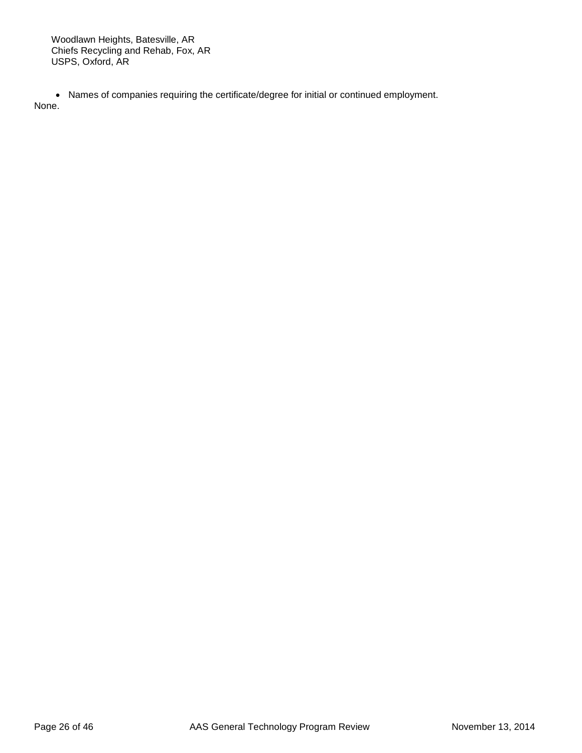Woodlawn Heights, Batesville, AR
Chiefs Recycling and Rehab, Fox, AR
USPS, Oxford, AR

- Names of companies requiring the certificate/degree for initial or continued employment.

None.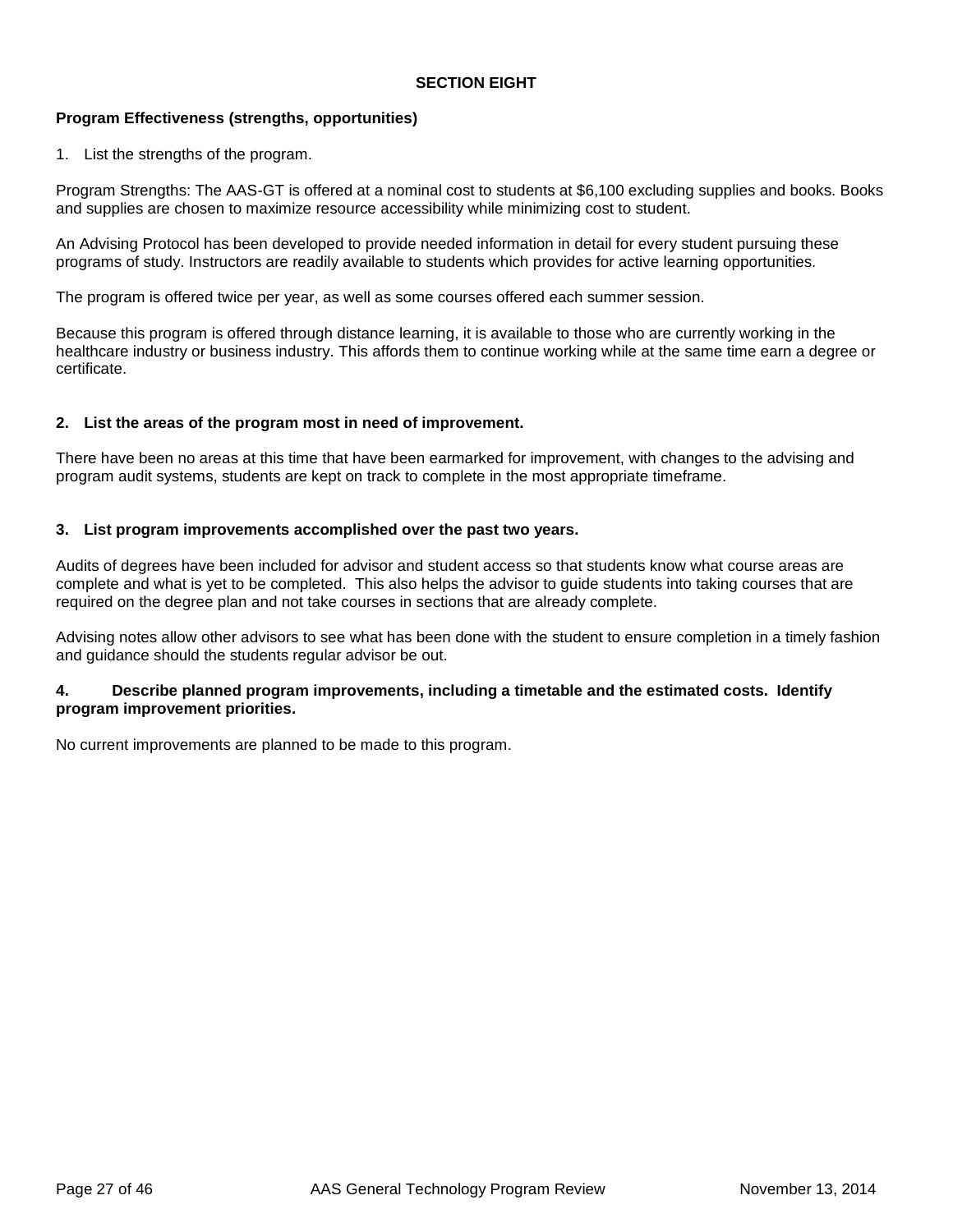## SECTION EIGHT

**Program Effectiveness (strengths, opportunities)**

1. List the strengths of the program.

Program Strengths: The AAS-GT is offered at a nominal cost to students at $6,100 excluding supplies and books. Books and supplies are chosen to maximize resource accessibility while minimizing cost to student.

An Advising Protocol has been developed to provide needed information in detail for every student pursuing these programs of study. Instructors are readily available to students which provides for active learning opportunities.

The program is offered twice per year, as well as some courses offered each summer session.

Because this program is offered through distance learning, it is available to those who are currently working in the healthcare industry or business industry. This affords them to continue working while at the same time earn a degree or certificate.

**2. List the areas of the program most in need of improvement.**

There have been no areas at this time that have been earmarked for improvement, with changes to the advising and program audit systems, students are kept on track to complete in the most appropriate timeframe.

**3. List program improvements accomplished over the past two years.**

Audits of degrees have been included for advisor and student access so that students know what course areas are complete and what is yet to be completed. This also helps the advisor to guide students into taking courses that are required on the degree plan and not take courses in sections that are already complete.

Advising notes allow other advisors to see what has been done with the student to ensure completion in a timely fashion and guidance should the students regular advisor be out.

**4. Describe planned program improvements, including a timetable and the estimated costs. Identify program improvement priorities.**

No current improvements are planned to be made to this program.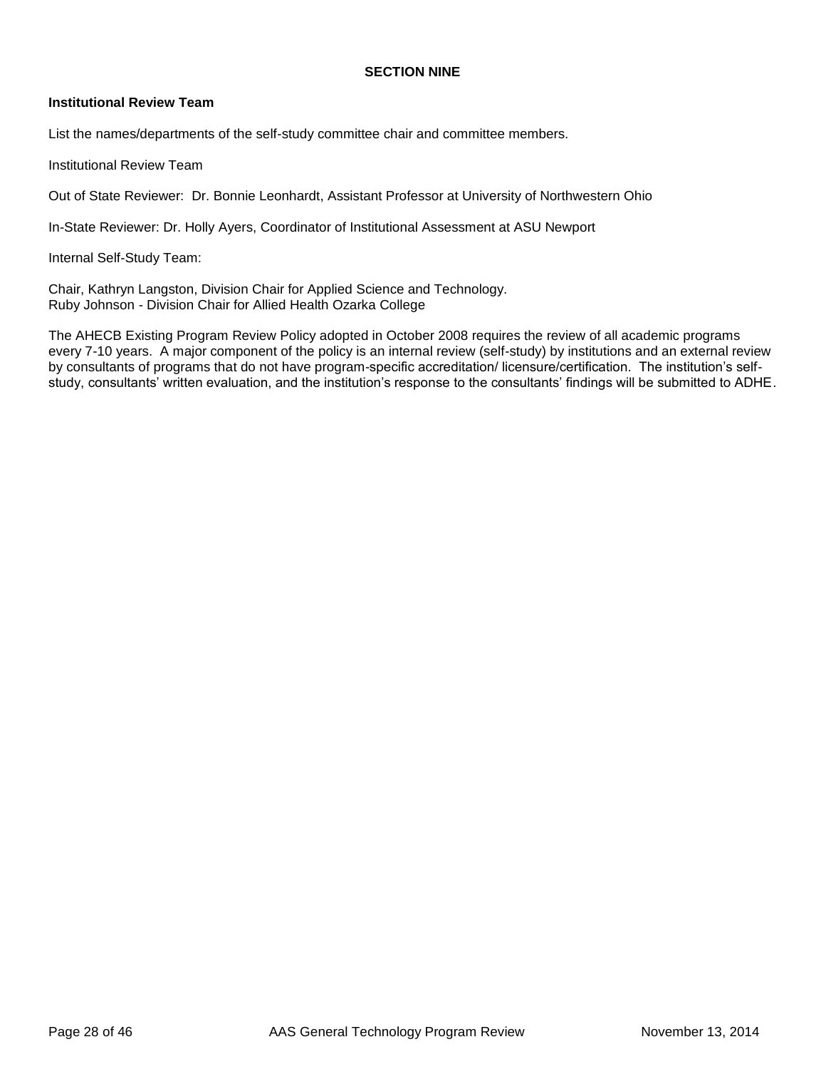## SECTION NINE

**Institutional Review Team**

List the names/departments of the self-study committee chair and committee members.

Institutional Review Team

Out of State Reviewer: Dr. Bonnie Leonhardt, Assistant Professor at University of Northwestern Ohio

In-State Reviewer: Dr. Holly Ayers, Coordinator of Institutional Assessment at ASU Newport

Internal Self-Study Team:

Chair, Kathryn Langston, Division Chair for Applied Science and Technology.
Ruby Johnson - Division Chair for Allied Health Ozarka College

The AHECB Existing Program Review Policy adopted in October 2008 requires the review of all academic programs every 7-10 years. A major component of the policy is an internal review (self-study) by institutions and an external review by consultants of programs that do not have program-specific accreditation/ licensure/certification. The institution's self-study, consultants' written evaluation, and the institution's response to the consultants' findings will be submitted to ADHE.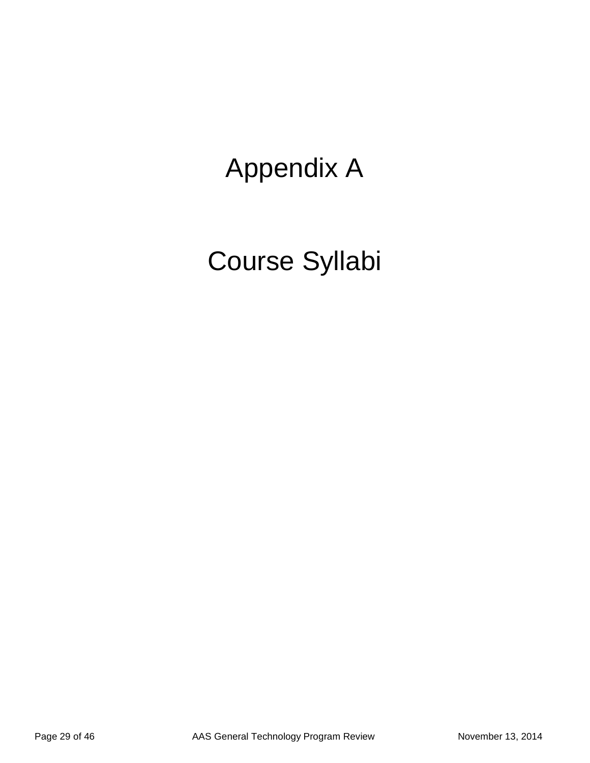# Appendix A

# Course Syllabi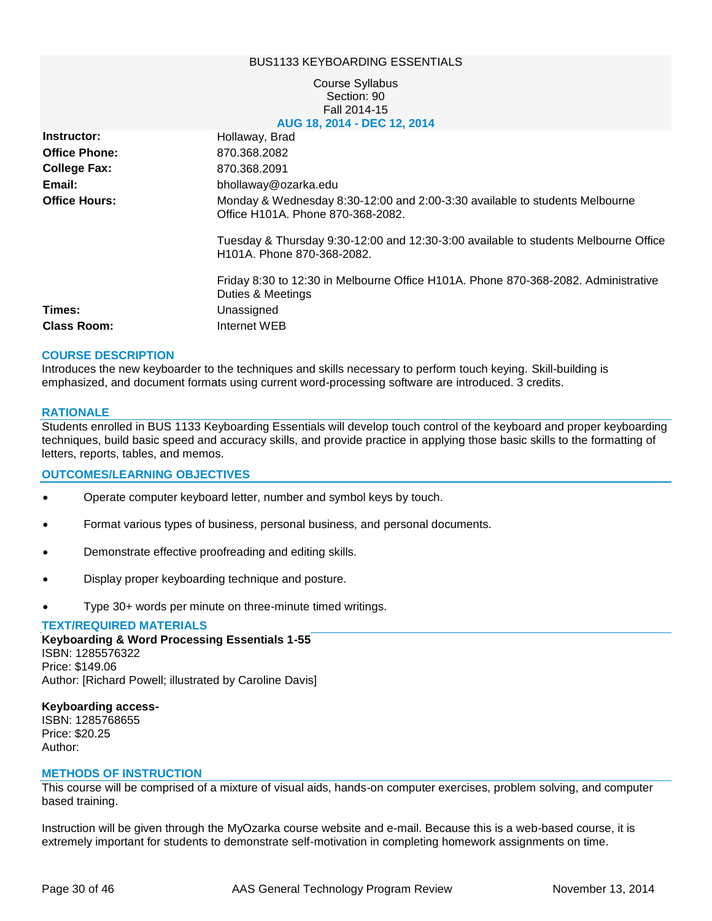BUS1133 KEYBOARDING ESSENTIALS

Course Syllabus
Section: 90
Fall 2014-15
**AUG 18, 2014 - DEC 12, 2014**

| | |
|---|---|
| **Instructor:** | Hollaway, Brad |
| **Office Phone:** | 870.368.2082 |
| **College Fax:** | 870.368.2091 |
| **Email:** | bhollaway@ozarka.edu |
| **Office Hours:** | Monday & Wednesday 8:30-12:00 and 2:00-3:30 available to students Melbourne Office H101A. Phone 870-368-2082.<br><br>Tuesday & Thursday 9:30-12:00 and 12:30-3:00 available to students Melbourne Office H101A. Phone 870-368-2082.<br><br>Friday 8:30 to 12:30 in Melbourne Office H101A. Phone 870-368-2082. Administrative Duties & Meetings |
| **Times:** | Unassigned |
| **Class Room:** | Internet WEB |

## COURSE DESCRIPTION

Introduces the new keyboarder to the techniques and skills necessary to perform touch keying. Skill-building is emphasized, and document formats using current word-processing software are introduced. 3 credits.

## RATIONALE

Students enrolled in BUS 1133 Keyboarding Essentials will develop touch control of the keyboard and proper keyboarding techniques, build basic speed and accuracy skills, and provide practice in applying those basic skills to the formatting of letters, reports, tables, and memos.

## OUTCOMES/LEARNING OBJECTIVES

- Operate computer keyboard letter, number and symbol keys by touch.
- Format various types of business, personal business, and personal documents.
- Demonstrate effective proofreading and editing skills.
- Display proper keyboarding technique and posture.
- Type 30+ words per minute on three-minute timed writings.

## TEXT/REQUIRED MATERIALS

**Keyboarding & Word Processing Essentials 1-55**
ISBN: 1285576322
Price: $149.06
Author: [Richard Powell; illustrated by Caroline Davis]

**Keyboarding access-**
ISBN: 1285768655
Price: $20.25
Author:

## METHODS OF INSTRUCTION

This course will be comprised of a mixture of visual aids, hands-on computer exercises, problem solving, and computer based training.

Instruction will be given through the MyOzarka course website and e-mail. Because this is a web-based course, it is extremely important for students to demonstrate self-motivation in completing homework assignments on time.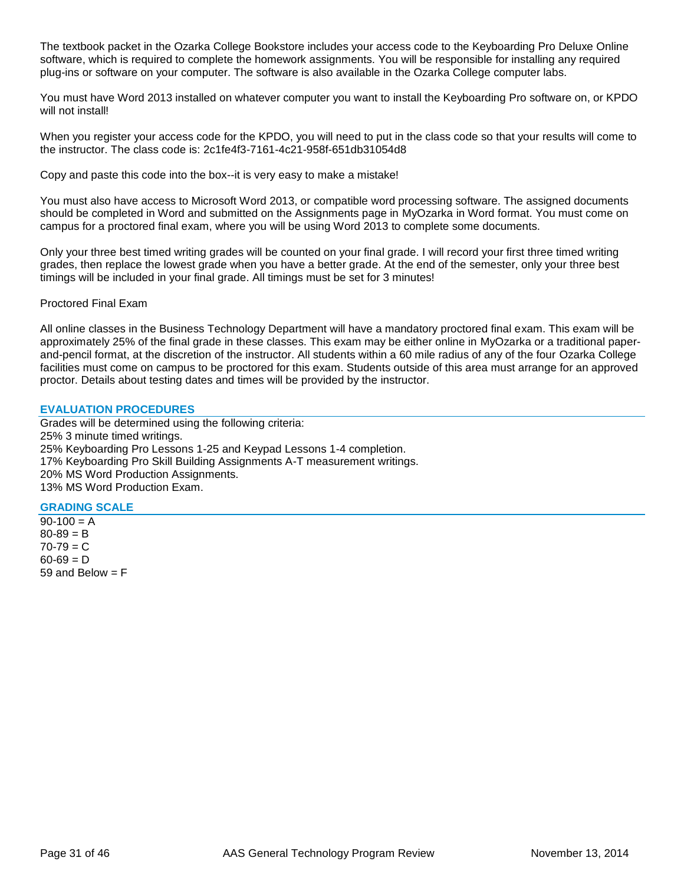The textbook packet in the Ozarka College Bookstore includes your access code to the Keyboarding Pro Deluxe Online software, which is required to complete the homework assignments. You will be responsible for installing any required plug-ins or software on your computer. The software is also available in the Ozarka College computer labs.

You must have Word 2013 installed on whatever computer you want to install the Keyboarding Pro software on, or KPDO will not install!

When you register your access code for the KPDO, you will need to put in the class code so that your results will come to the instructor. The class code is: 2c1fe4f3-7161-4c21-958f-651db31054d8

Copy and paste this code into the box--it is very easy to make a mistake!

You must also have access to Microsoft Word 2013, or compatible word processing software. The assigned documents should be completed in Word and submitted on the Assignments page in MyOzarka in Word format. You must come on campus for a proctored final exam, where you will be using Word 2013 to complete some documents.

Only your three best timed writing grades will be counted on your final grade. I will record your first three timed writing grades, then replace the lowest grade when you have a better grade. At the end of the semester, only your three best timings will be included in your final grade. All timings must be set for 3 minutes!

Proctored Final Exam

All online classes in the Business Technology Department will have a mandatory proctored final exam. This exam will be approximately 25% of the final grade in these classes. This exam may be either online in MyOzarka or a traditional paper-and-pencil format, at the discretion of the instructor. All students within a 60 mile radius of any of the four Ozarka College facilities must come on campus to be proctored for this exam. Students outside of this area must arrange for an approved proctor. Details about testing dates and times will be provided by the instructor.

## EVALUATION PROCEDURES

Grades will be determined using the following criteria:
25% 3 minute timed writings.
25% Keyboarding Pro Lessons 1-25 and Keypad Lessons 1-4 completion.
17% Keyboarding Pro Skill Building Assignments A-T measurement writings.
20% MS Word Production Assignments.
13% MS Word Production Exam.

## GRADING SCALE

90-100 = A
80-89 = B
70-79 = C
60-69 = D
59 and Below = F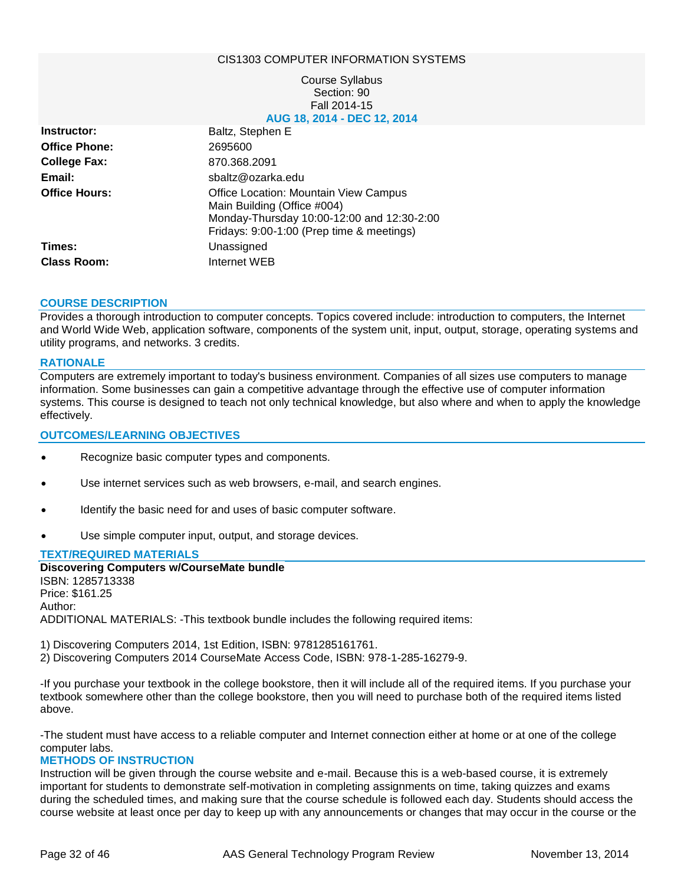CIS1303 COMPUTER INFORMATION SYSTEMS

Course Syllabus
Section: 90
Fall 2014-15
**AUG 18, 2014 - DEC 12, 2014**

| | |
|---|---|
| **Instructor:** | Baltz, Stephen E |
| **Office Phone:** | 2695600 |
| **College Fax:** | 870.368.2091 |
| **Email:** | sbaltz@ozarka.edu |
| **Office Hours:** | Office Location: Mountain View Campus<br>Main Building (Office #004)<br>Monday-Thursday 10:00-12:00 and 12:30-2:00<br>Fridays: 9:00-1:00 (Prep time & meetings) |
| **Times:** | Unassigned |
| **Class Room:** | Internet WEB |

## COURSE DESCRIPTION

Provides a thorough introduction to computer concepts. Topics covered include: introduction to computers, the Internet and World Wide Web, application software, components of the system unit, input, output, storage, operating systems and utility programs, and networks. 3 credits.

## RATIONALE

Computers are extremely important to today's business environment. Companies of all sizes use computers to manage information. Some businesses can gain a competitive advantage through the effective use of computer information systems. This course is designed to teach not only technical knowledge, but also where and when to apply the knowledge effectively.

## OUTCOMES/LEARNING OBJECTIVES

- Recognize basic computer types and components.
- Use internet services such as web browsers, e-mail, and search engines.
- Identify the basic need for and uses of basic computer software.
- Use simple computer input, output, and storage devices.

## TEXT/REQUIRED MATERIALS

**Discovering Computers w/CourseMate bundle**
ISBN: 1285713338
Price: $161.25
Author:
ADDITIONAL MATERIALS: -This textbook bundle includes the following required items:

1) Discovering Computers 2014, 1st Edition, ISBN: 9781285161761.
2) Discovering Computers 2014 CourseMate Access Code, ISBN: 978-1-285-16279-9.

-If you purchase your textbook in the college bookstore, then it will include all of the required items. If you purchase your textbook somewhere other than the college bookstore, then you will need to purchase both of the required items listed above.

-The student must have access to a reliable computer and Internet connection either at home or at one of the college computer labs.

## METHODS OF INSTRUCTION

Instruction will be given through the course website and e-mail. Because this is a web-based course, it is extremely important for students to demonstrate self-motivation in completing assignments on time, taking quizzes and exams during the scheduled times, and making sure that the course schedule is followed each day. Students should access the course website at least once per day to keep up with any announcements or changes that may occur in the course or the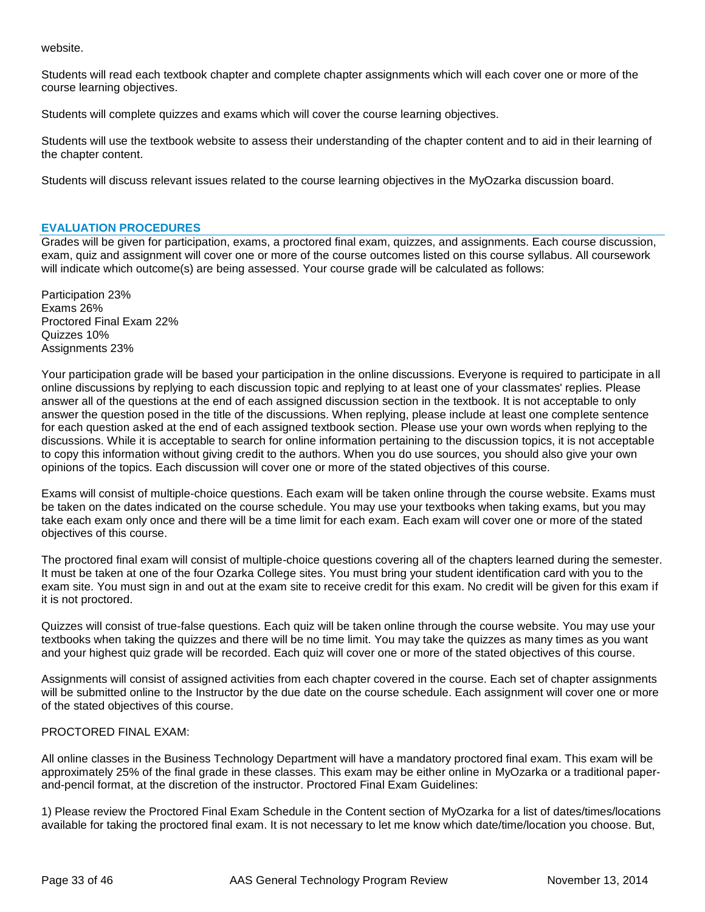website.

Students will read each textbook chapter and complete chapter assignments which will each cover one or more of the course learning objectives.

Students will complete quizzes and exams which will cover the course learning objectives.

Students will use the textbook website to assess their understanding of the chapter content and to aid in their learning of the chapter content.

Students will discuss relevant issues related to the course learning objectives in the MyOzarka discussion board.

## EVALUATION PROCEDURES

Grades will be given for participation, exams, a proctored final exam, quizzes, and assignments. Each course discussion, exam, quiz and assignment will cover one or more of the course outcomes listed on this course syllabus. All coursework will indicate which outcome(s) are being assessed. Your course grade will be calculated as follows:

Participation 23%
Exams 26%
Proctored Final Exam 22%
Quizzes 10%
Assignments 23%

Your participation grade will be based your participation in the online discussions. Everyone is required to participate in all online discussions by replying to each discussion topic and replying to at least one of your classmates' replies. Please answer all of the questions at the end of each assigned discussion section in the textbook. It is not acceptable to only answer the question posed in the title of the discussions. When replying, please include at least one complete sentence for each question asked at the end of each assigned textbook section. Please use your own words when replying to the discussions. While it is acceptable to search for online information pertaining to the discussion topics, it is not acceptable to copy this information without giving credit to the authors. When you do use sources, you should also give your own opinions of the topics. Each discussion will cover one or more of the stated objectives of this course.

Exams will consist of multiple-choice questions. Each exam will be taken online through the course website. Exams must be taken on the dates indicated on the course schedule. You may use your textbooks when taking exams, but you may take each exam only once and there will be a time limit for each exam. Each exam will cover one or more of the stated objectives of this course.

The proctored final exam will consist of multiple-choice questions covering all of the chapters learned during the semester. It must be taken at one of the four Ozarka College sites. You must bring your student identification card with you to the exam site. You must sign in and out at the exam site to receive credit for this exam. No credit will be given for this exam if it is not proctored.

Quizzes will consist of true-false questions. Each quiz will be taken online through the course website. You may use your textbooks when taking the quizzes and there will be no time limit. You may take the quizzes as many times as you want and your highest quiz grade will be recorded. Each quiz will cover one or more of the stated objectives of this course.

Assignments will consist of assigned activities from each chapter covered in the course. Each set of chapter assignments will be submitted online to the Instructor by the due date on the course schedule. Each assignment will cover one or more of the stated objectives of this course.

PROCTORED FINAL EXAM:

All online classes in the Business Technology Department will have a mandatory proctored final exam. This exam will be approximately 25% of the final grade in these classes. This exam may be either online in MyOzarka or a traditional paper-and-pencil format, at the discretion of the instructor. Proctored Final Exam Guidelines:

1) Please review the Proctored Final Exam Schedule in the Content section of MyOzarka for a list of dates/times/locations available for taking the proctored final exam. It is not necessary to let me know which date/time/location you choose. But,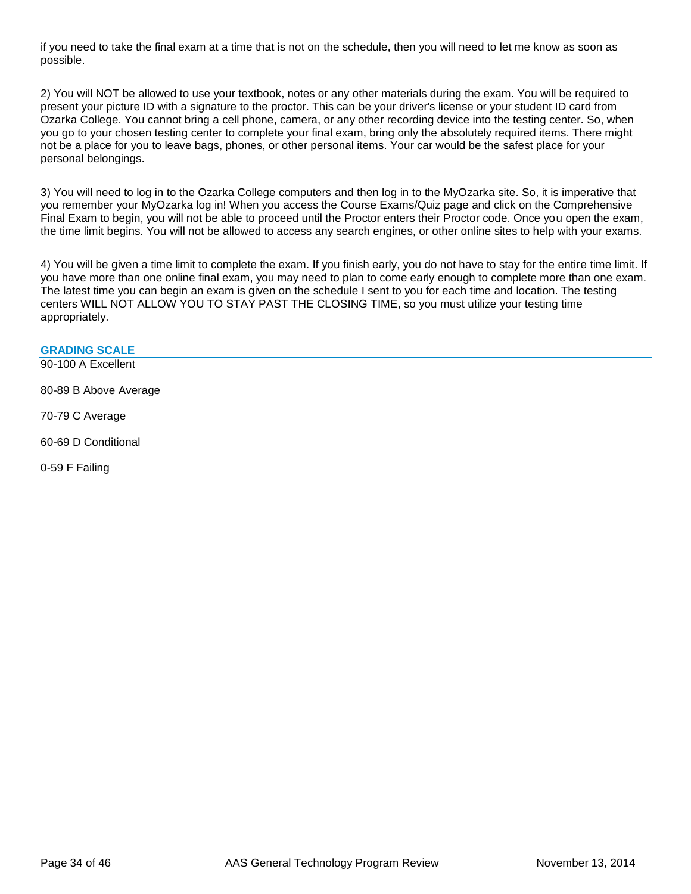if you need to take the final exam at a time that is not on the schedule, then you will need to let me know as soon as possible.

2) You will NOT be allowed to use your textbook, notes or any other materials during the exam. You will be required to present your picture ID with a signature to the proctor. This can be your driver's license or your student ID card from Ozarka College. You cannot bring a cell phone, camera, or any other recording device into the testing center. So, when you go to your chosen testing center to complete your final exam, bring only the absolutely required items. There might not be a place for you to leave bags, phones, or other personal items. Your car would be the safest place for your personal belongings.

3) You will need to log in to the Ozarka College computers and then log in to the MyOzarka site. So, it is imperative that you remember your MyOzarka log in! When you access the Course Exams/Quiz page and click on the Comprehensive Final Exam to begin, you will not be able to proceed until the Proctor enters their Proctor code. Once you open the exam, the time limit begins. You will not be allowed to access any search engines, or other online sites to help with your exams.

4) You will be given a time limit to complete the exam. If you finish early, you do not have to stay for the entire time limit. If you have more than one online final exam, you may need to plan to come early enough to complete more than one exam. The latest time you can begin an exam is given on the schedule I sent to you for each time and location. The testing centers WILL NOT ALLOW YOU TO STAY PAST THE CLOSING TIME, so you must utilize your testing time appropriately.

## GRADING SCALE

90-100 A Excellent

80-89 B Above Average

70-79 C Average

60-69 D Conditional

0-59 F Failing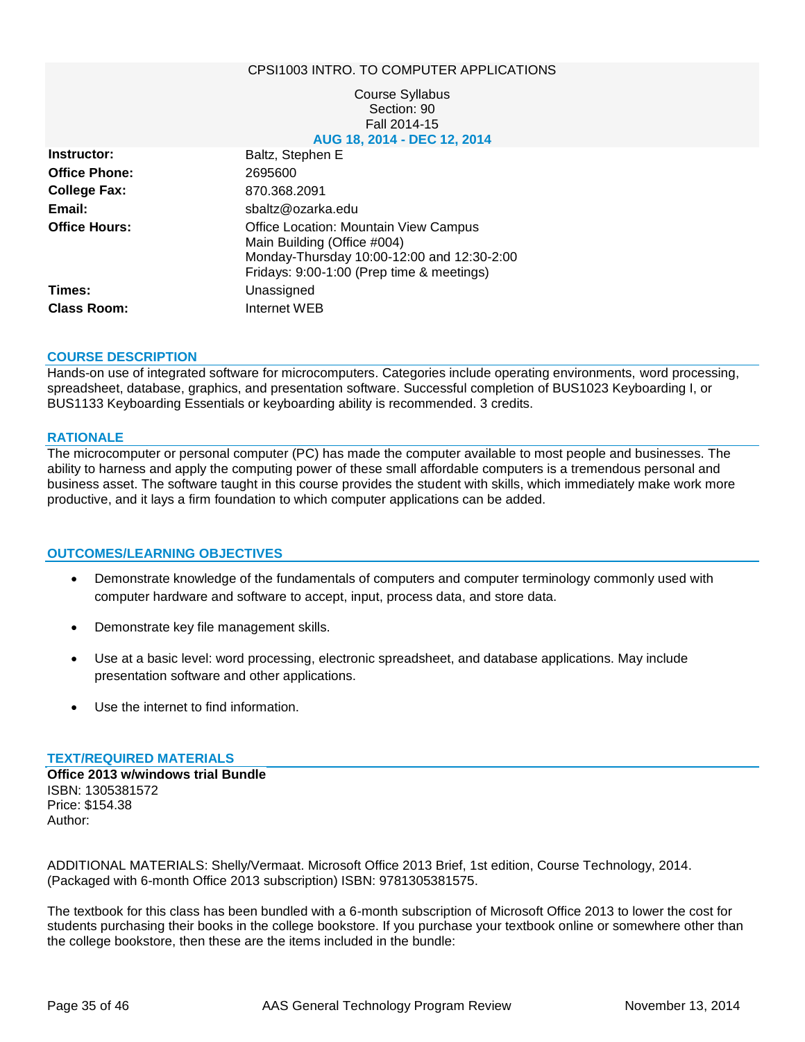CPSI1003 INTRO. TO COMPUTER APPLICATIONS

Course Syllabus
Section: 90
Fall 2014-15
**AUG 18, 2014 - DEC 12, 2014**

| | |
|---|---|
| **Instructor:** | Baltz, Stephen E |
| **Office Phone:** | 2695600 |
| **College Fax:** | 870.368.2091 |
| **Email:** | sbaltz@ozarka.edu |
| **Office Hours:** | Office Location: Mountain View Campus<br>Main Building (Office #004)<br>Monday-Thursday 10:00-12:00 and 12:30-2:00<br>Fridays: 9:00-1:00 (Prep time & meetings) |
| **Times:** | Unassigned |
| **Class Room:** | Internet WEB |

## COURSE DESCRIPTION

Hands-on use of integrated software for microcomputers. Categories include operating environments, word processing, spreadsheet, database, graphics, and presentation software. Successful completion of BUS1023 Keyboarding I, or BUS1133 Keyboarding Essentials or keyboarding ability is recommended. 3 credits.

## RATIONALE

The microcomputer or personal computer (PC) has made the computer available to most people and businesses. The ability to harness and apply the computing power of these small affordable computers is a tremendous personal and business asset. The software taught in this course provides the student with skills, which immediately make work more productive, and it lays a firm foundation to which computer applications can be added.

## OUTCOMES/LEARNING OBJECTIVES

- Demonstrate knowledge of the fundamentals of computers and computer terminology commonly used with computer hardware and software to accept, input, process data, and store data.
- Demonstrate key file management skills.
- Use at a basic level: word processing, electronic spreadsheet, and database applications. May include presentation software and other applications.
- Use the internet to find information.

## TEXT/REQUIRED MATERIALS

**Office 2013 w/windows trial Bundle**
ISBN: 1305381572
Price: $154.38
Author:

ADDITIONAL MATERIALS: Shelly/Vermaat. Microsoft Office 2013 Brief, 1st edition, Course Technology, 2014. (Packaged with 6-month Office 2013 subscription) ISBN: 9781305381575.

The textbook for this class has been bundled with a 6-month subscription of Microsoft Office 2013 to lower the cost for students purchasing their books in the college bookstore. If you purchase your textbook online or somewhere other than the college bookstore, then these are the items included in the bundle: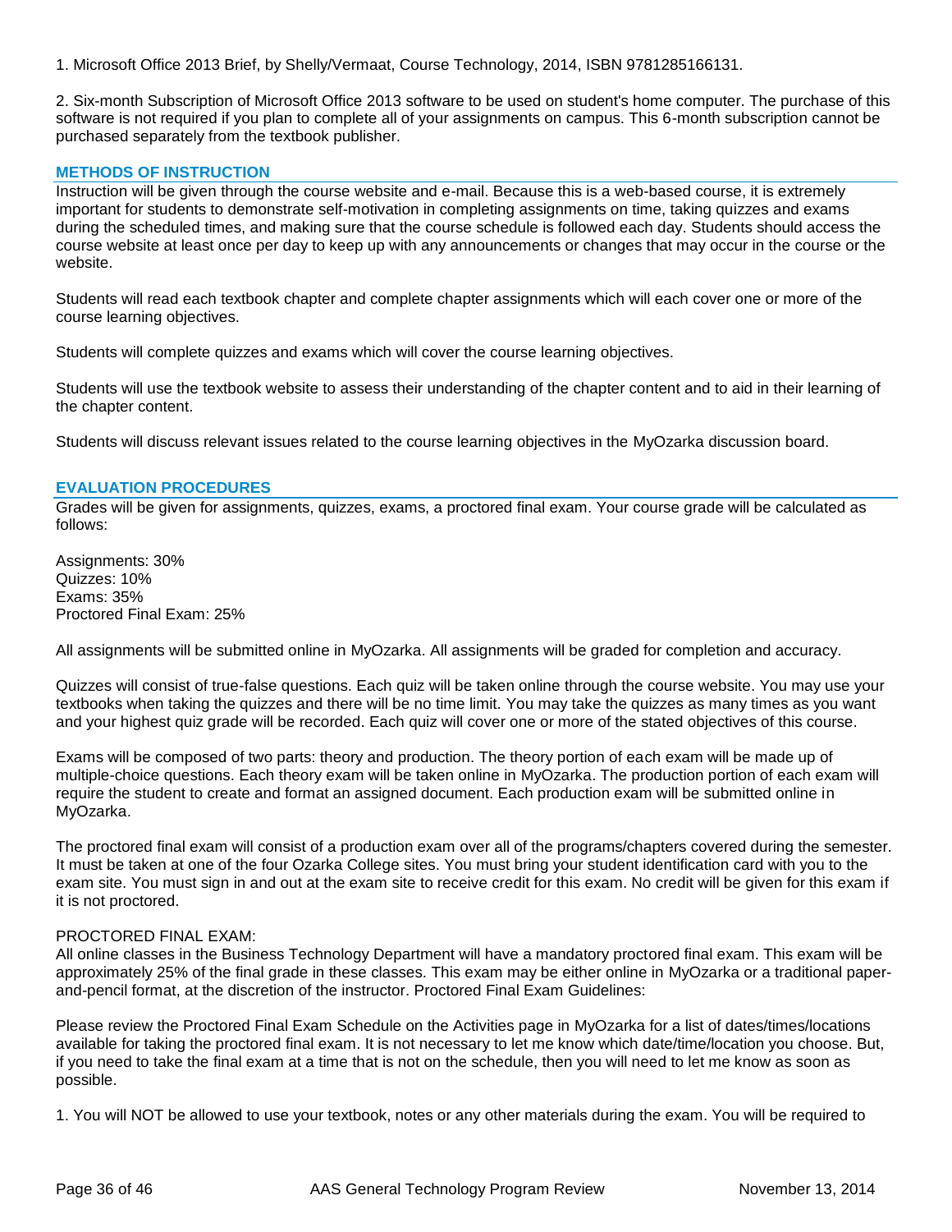1. Microsoft Office 2013 Brief, by Shelly/Vermaat, Course Technology, 2014, ISBN 9781285166131.

2. Six-month Subscription of Microsoft Office 2013 software to be used on student's home computer. The purchase of this software is not required if you plan to complete all of your assignments on campus. This 6-month subscription cannot be purchased separately from the textbook publisher.

## METHODS OF INSTRUCTION

Instruction will be given through the course website and e-mail. Because this is a web-based course, it is extremely important for students to demonstrate self-motivation in completing assignments on time, taking quizzes and exams during the scheduled times, and making sure that the course schedule is followed each day. Students should access the course website at least once per day to keep up with any announcements or changes that may occur in the course or the website.

Students will read each textbook chapter and complete chapter assignments which will each cover one or more of the course learning objectives.

Students will complete quizzes and exams which will cover the course learning objectives.

Students will use the textbook website to assess their understanding of the chapter content and to aid in their learning of the chapter content.

Students will discuss relevant issues related to the course learning objectives in the MyOzarka discussion board.

## EVALUATION PROCEDURES

Grades will be given for assignments, quizzes, exams, a proctored final exam. Your course grade will be calculated as follows:

Assignments: 30%
Quizzes: 10%
Exams: 35%
Proctored Final Exam: 25%

All assignments will be submitted online in MyOzarka. All assignments will be graded for completion and accuracy.

Quizzes will consist of true-false questions. Each quiz will be taken online through the course website. You may use your textbooks when taking the quizzes and there will be no time limit. You may take the quizzes as many times as you want and your highest quiz grade will be recorded. Each quiz will cover one or more of the stated objectives of this course.

Exams will be composed of two parts: theory and production. The theory portion of each exam will be made up of multiple-choice questions. Each theory exam will be taken online in MyOzarka. The production portion of each exam will require the student to create and format an assigned document. Each production exam will be submitted online in MyOzarka.

The proctored final exam will consist of a production exam over all of the programs/chapters covered during the semester. It must be taken at one of the four Ozarka College sites. You must bring your student identification card with you to the exam site. You must sign in and out at the exam site to receive credit for this exam. No credit will be given for this exam if it is not proctored.

PROCTORED FINAL EXAM:
All online classes in the Business Technology Department will have a mandatory proctored final exam. This exam will be approximately 25% of the final grade in these classes. This exam may be either online in MyOzarka or a traditional paper-and-pencil format, at the discretion of the instructor. Proctored Final Exam Guidelines:

Please review the Proctored Final Exam Schedule on the Activities page in MyOzarka for a list of dates/times/locations available for taking the proctored final exam. It is not necessary to let me know which date/time/location you choose. But, if you need to take the final exam at a time that is not on the schedule, then you will need to let me know as soon as possible.

1. You will NOT be allowed to use your textbook, notes or any other materials during the exam. You will be required to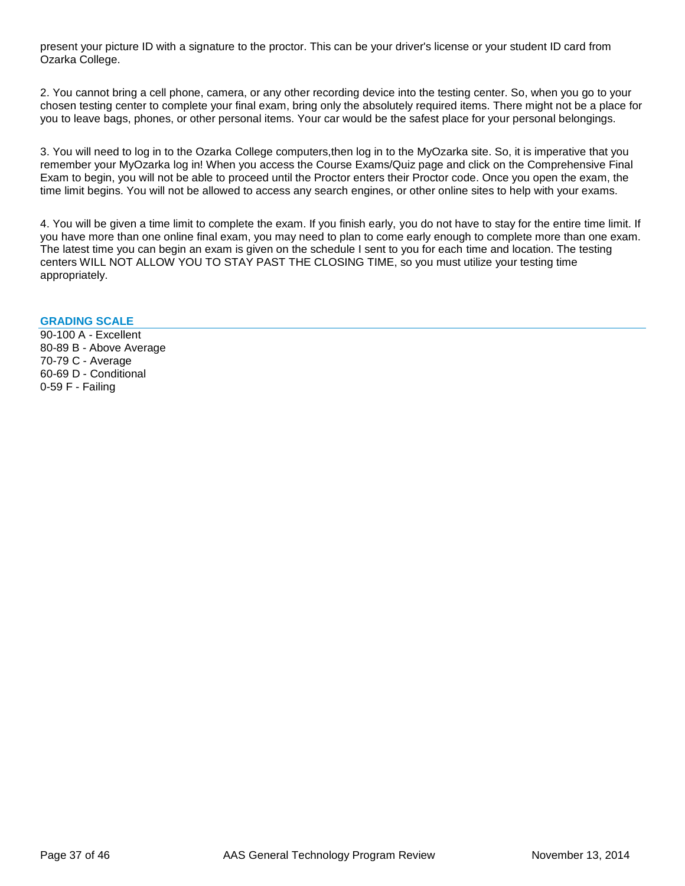present your picture ID with a signature to the proctor. This can be your driver's license or your student ID card from Ozarka College.

2. You cannot bring a cell phone, camera, or any other recording device into the testing center. So, when you go to your chosen testing center to complete your final exam, bring only the absolutely required items. There might not be a place for you to leave bags, phones, or other personal items. Your car would be the safest place for your personal belongings.

3. You will need to log in to the Ozarka College computers,then log in to the MyOzarka site. So, it is imperative that you remember your MyOzarka log in! When you access the Course Exams/Quiz page and click on the Comprehensive Final Exam to begin, you will not be able to proceed until the Proctor enters their Proctor code. Once you open the exam, the time limit begins. You will not be allowed to access any search engines, or other online sites to help with your exams.

4. You will be given a time limit to complete the exam. If you finish early, you do not have to stay for the entire time limit. If you have more than one online final exam, you may need to plan to come early enough to complete more than one exam. The latest time you can begin an exam is given on the schedule I sent to you for each time and location. The testing centers WILL NOT ALLOW YOU TO STAY PAST THE CLOSING TIME, so you must utilize your testing time appropriately.

## GRADING SCALE

90-100 A - Excellent
80-89 B - Above Average
70-79 C - Average
60-69 D - Conditional
0-59 F - Failing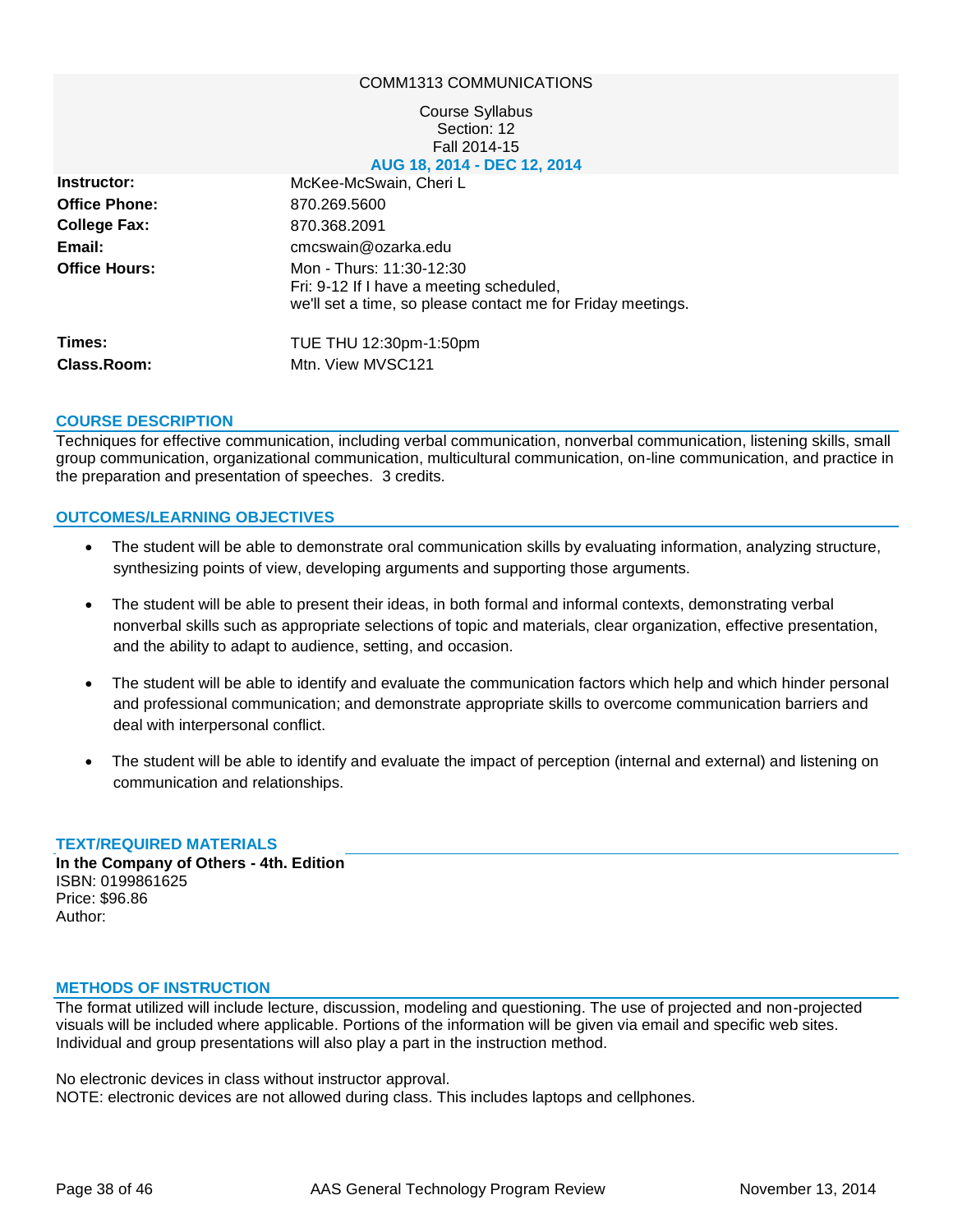COMM1313 COMMUNICATIONS

Course Syllabus
Section: 12
Fall 2014-15
AUG 18, 2014 - DEC 12, 2014

| | |
|---|---|
| **Instructor:** | McKee-McSwain, Cheri L |
| **Office Phone:** | 870.269.5600 |
| **College Fax:** | 870.368.2091 |
| **Email:** | cmcswain@ozarka.edu |
| **Office Hours:** | Mon - Thurs: 11:30-12:30<br>Fri: 9-12 If I have a meeting scheduled,<br>we'll set a time, so please contact me for Friday meetings. |
| **Times:** | TUE THU 12:30pm-1:50pm |
| **Class.Room:** | Mtn. View MVSC121 |

## COURSE DESCRIPTION

Techniques for effective communication, including verbal communication, nonverbal communication, listening skills, small group communication, organizational communication, multicultural communication, on-line communication, and practice in the preparation and presentation of speeches. 3 credits.

## OUTCOMES/LEARNING OBJECTIVES

- The student will be able to demonstrate oral communication skills by evaluating information, analyzing structure, synthesizing points of view, developing arguments and supporting those arguments.
- The student will be able to present their ideas, in both formal and informal contexts, demonstrating verbal nonverbal skills such as appropriate selections of topic and materials, clear organization, effective presentation, and the ability to adapt to audience, setting, and occasion.
- The student will be able to identify and evaluate the communication factors which help and which hinder personal and professional communication; and demonstrate appropriate skills to overcome communication barriers and deal with interpersonal conflict.
- The student will be able to identify and evaluate the impact of perception (internal and external) and listening on communication and relationships.

## TEXT/REQUIRED MATERIALS

**In the Company of Others - 4th. Edition**
ISBN: 0199861625
Price: $96.86
Author:

## METHODS OF INSTRUCTION

The format utilized will include lecture, discussion, modeling and questioning. The use of projected and non-projected visuals will be included where applicable. Portions of the information will be given via email and specific web sites. Individual and group presentations will also play a part in the instruction method.

No electronic devices in class without instructor approval.
NOTE: electronic devices are not allowed during class. This includes laptops and cellphones.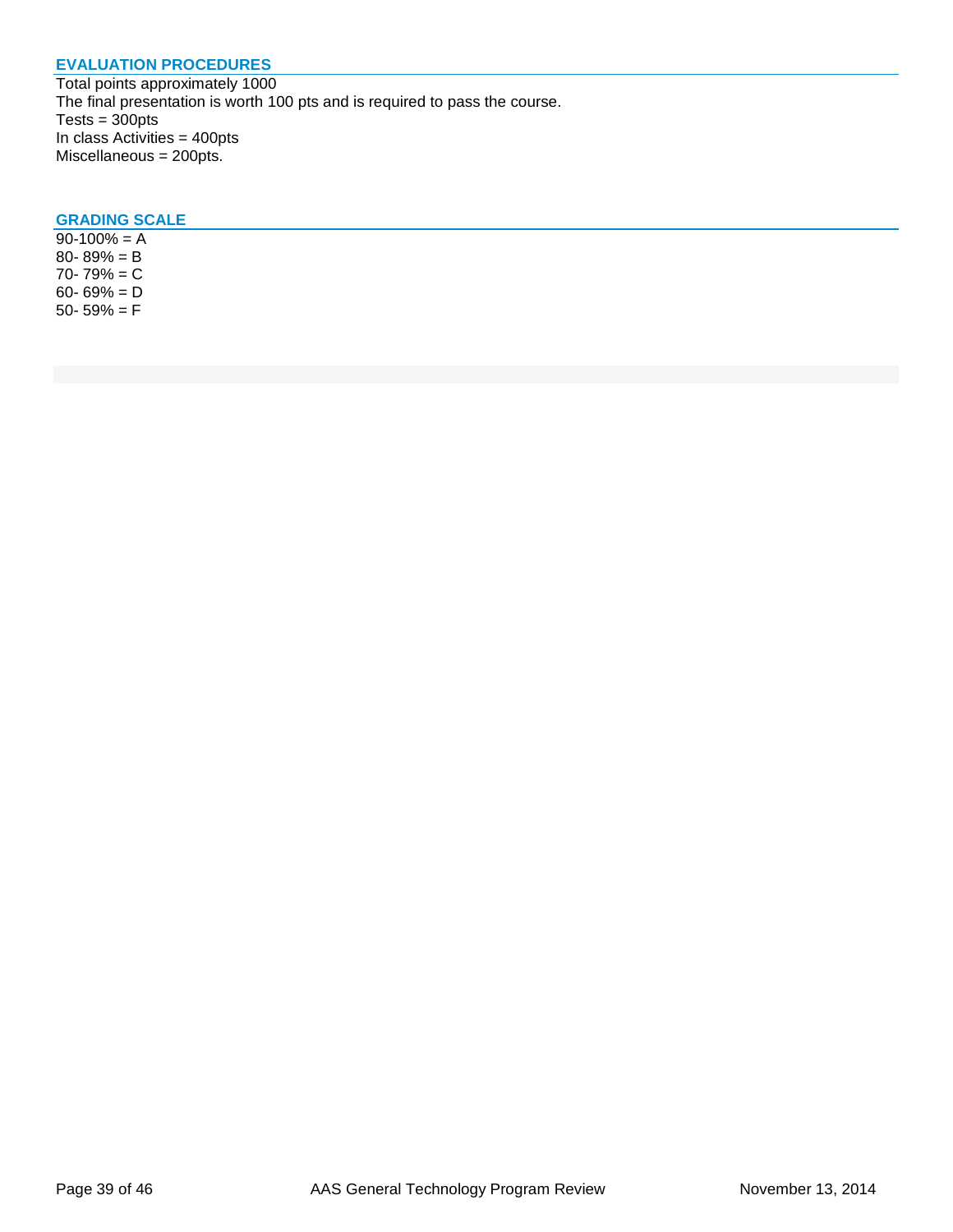## EVALUATION PROCEDURES

Total points approximately 1000
The final presentation is worth 100 pts and is required to pass the course.
Tests = 300pts
In class Activities = 400pts
Miscellaneous = 200pts.

## GRADING SCALE

90-100% = A
80- 89% = B
70- 79% = C
60- 69% = D
50- 59% = F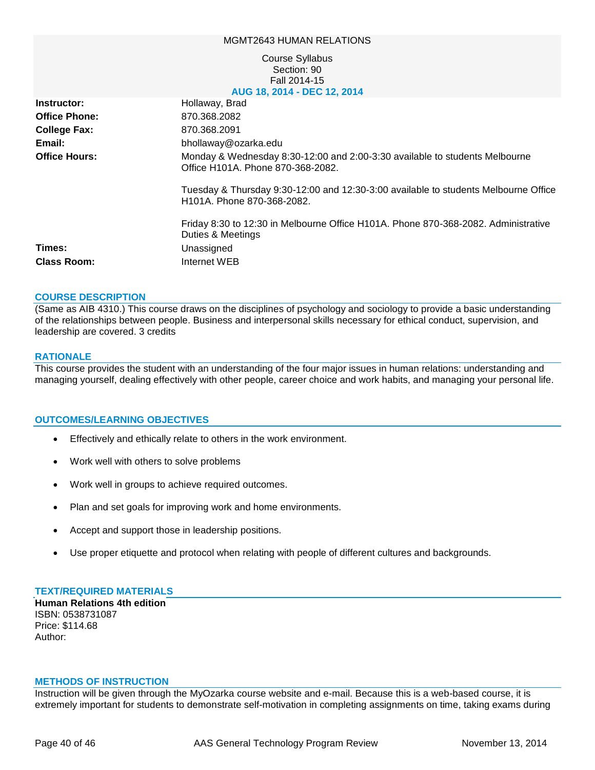MGMT2643 HUMAN RELATIONS

Course Syllabus
Section: 90
Fall 2014-15
**AUG 18, 2014 - DEC 12, 2014**

| | |
|---|---|
| **Instructor:** | Hollaway, Brad |
| **Office Phone:** | 870.368.2082 |
| **College Fax:** | 870.368.2091 |
| **Email:** | bhollaway@ozarka.edu |
| **Office Hours:** | Monday & Wednesday 8:30-12:00 and 2:00-3:30 available to students Melbourne Office H101A. Phone 870-368-2082.<br><br>Tuesday & Thursday 9:30-12:00 and 12:30-3:00 available to students Melbourne Office H101A. Phone 870-368-2082.<br><br>Friday 8:30 to 12:30 in Melbourne Office H101A. Phone 870-368-2082. Administrative Duties & Meetings |
| **Times:** | Unassigned |
| **Class Room:** | Internet WEB |

## COURSE DESCRIPTION

(Same as AIB 4310.) This course draws on the disciplines of psychology and sociology to provide a basic understanding of the relationships between people. Business and interpersonal skills necessary for ethical conduct, supervision, and leadership are covered. 3 credits

## RATIONALE

This course provides the student with an understanding of the four major issues in human relations: understanding and managing yourself, dealing effectively with other people, career choice and work habits, and managing your personal life.

## OUTCOMES/LEARNING OBJECTIVES

- Effectively and ethically relate to others in the work environment.
- Work well with others to solve problems
- Work well in groups to achieve required outcomes.
- Plan and set goals for improving work and home environments.
- Accept and support those in leadership positions.
- Use proper etiquette and protocol when relating with people of different cultures and backgrounds.

## TEXT/REQUIRED MATERIALS

**Human Relations 4th edition**
ISBN: 0538731087
Price: $114.68
Author:

## METHODS OF INSTRUCTION

Instruction will be given through the MyOzarka course website and e-mail. Because this is a web-based course, it is extremely important for students to demonstrate self-motivation in completing assignments on time, taking exams during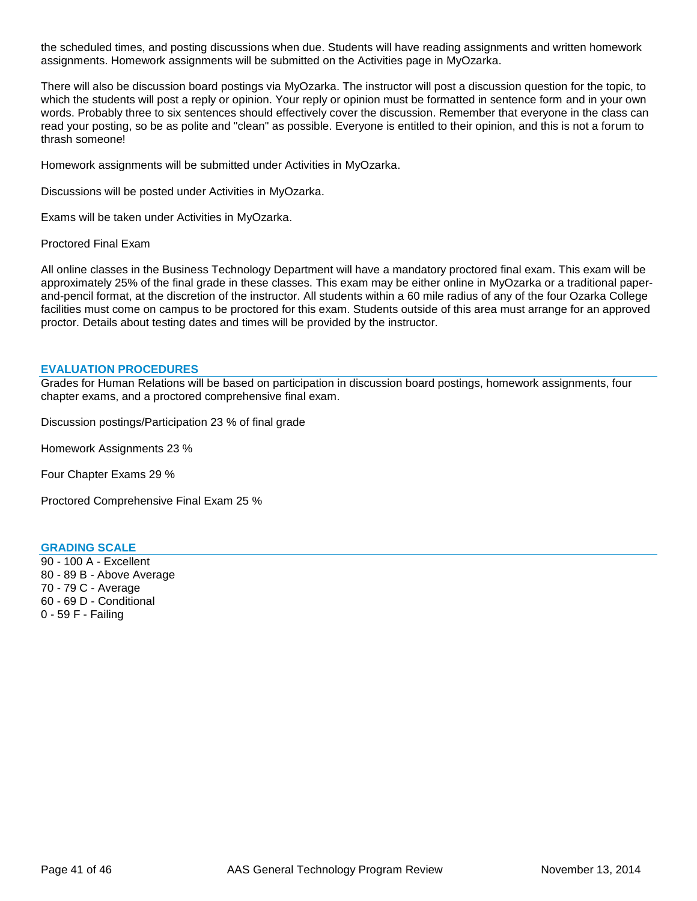the scheduled times, and posting discussions when due. Students will have reading assignments and written homework assignments. Homework assignments will be submitted on the Activities page in MyOzarka.

There will also be discussion board postings via MyOzarka. The instructor will post a discussion question for the topic, to which the students will post a reply or opinion. Your reply or opinion must be formatted in sentence form and in your own words. Probably three to six sentences should effectively cover the discussion. Remember that everyone in the class can read your posting, so be as polite and "clean" as possible. Everyone is entitled to their opinion, and this is not a forum to thrash someone!

Homework assignments will be submitted under Activities in MyOzarka.

Discussions will be posted under Activities in MyOzarka.

Exams will be taken under Activities in MyOzarka.

Proctored Final Exam

All online classes in the Business Technology Department will have a mandatory proctored final exam. This exam will be approximately 25% of the final grade in these classes. This exam may be either online in MyOzarka or a traditional paper-and-pencil format, at the discretion of the instructor. All students within a 60 mile radius of any of the four Ozarka College facilities must come on campus to be proctored for this exam. Students outside of this area must arrange for an approved proctor. Details about testing dates and times will be provided by the instructor.

## EVALUATION PROCEDURES

Grades for Human Relations will be based on participation in discussion board postings, homework assignments, four chapter exams, and a proctored comprehensive final exam.

Discussion postings/Participation 23 % of final grade

Homework Assignments 23 %

Four Chapter Exams 29 %

Proctored Comprehensive Final Exam 25 %

## GRADING SCALE

90 - 100 A - Excellent
80 - 89 B - Above Average
70 - 79 C - Average
60 - 69 D - Conditional
0 - 59 F - Failing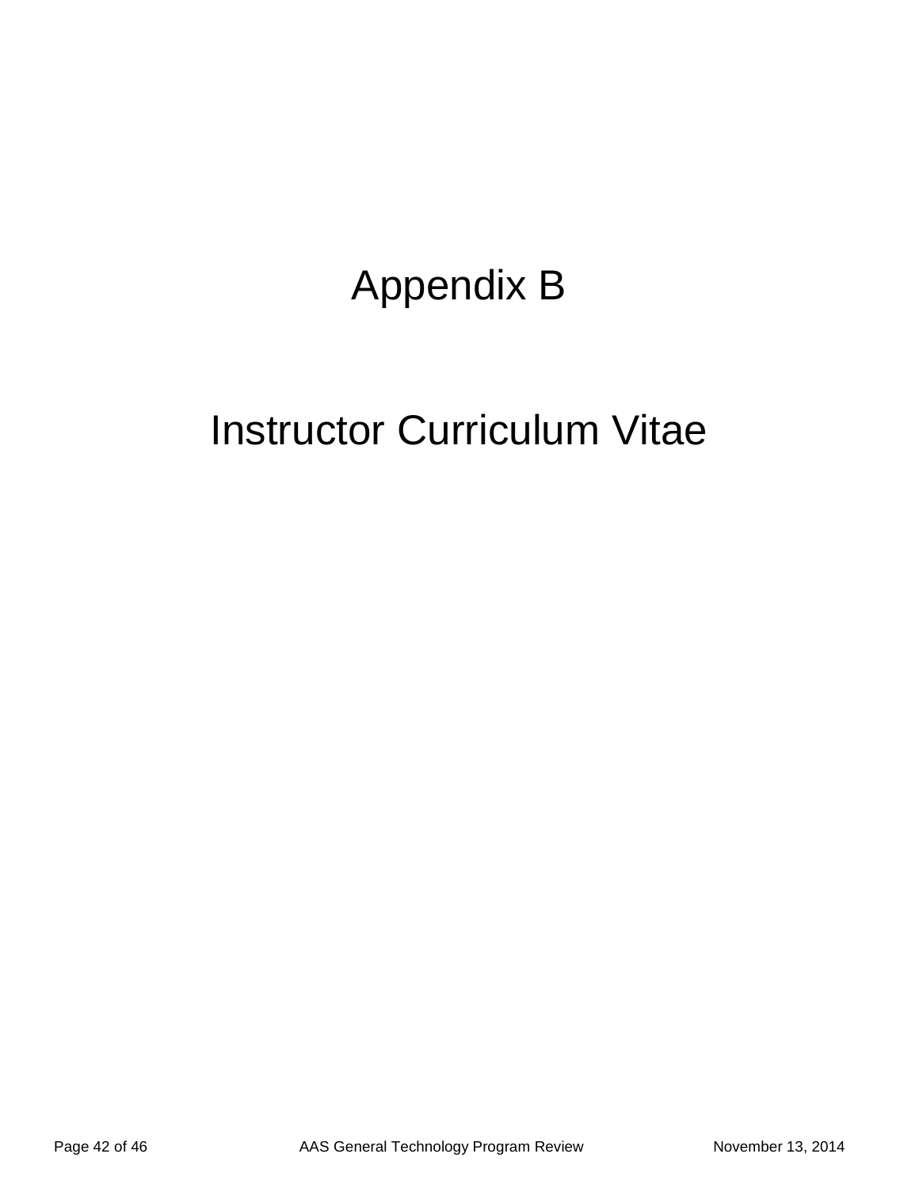# Appendix B

# Instructor Curriculum Vitae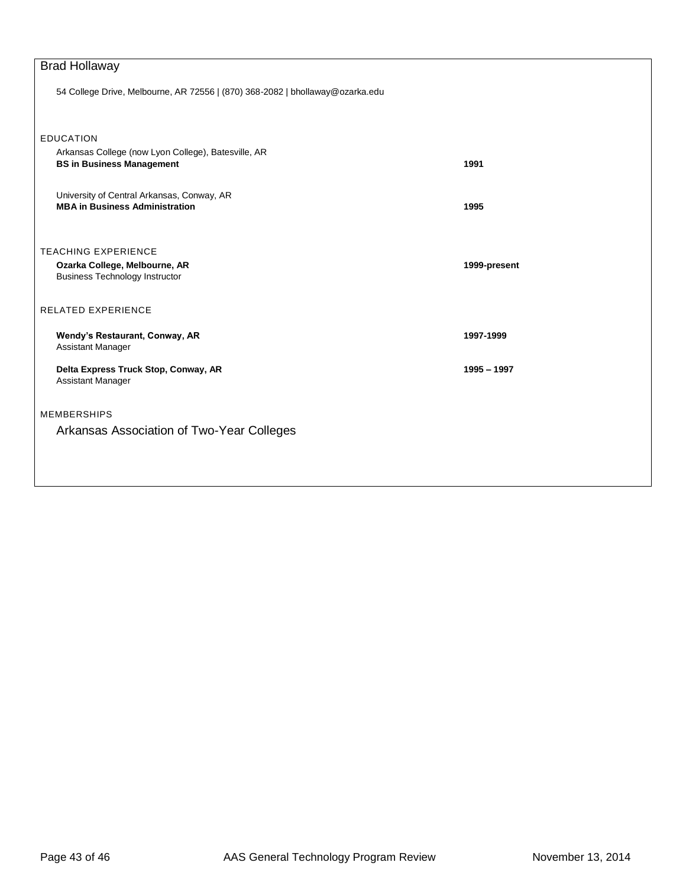# Brad Hollaway

54 College Drive, Melbourne, AR 72556 | (870) 368-2082 | bhollaway@ozarka.edu

## EDUCATION

Arkansas College (now Lyon College), Batesville, AR
**BS in Business Management** — **1991**

University of Central Arkansas, Conway, AR
**MBA in Business Administration** — **1995**

## TEACHING EXPERIENCE

**Ozarka College, Melbourne, AR** — **1999-present**
Business Technology Instructor

## RELATED EXPERIENCE

**Wendy's Restaurant, Conway, AR** — **1997-1999**
Assistant Manager

**Delta Express Truck Stop, Conway, AR** — **1995 – 1997**
Assistant Manager

## MEMBERSHIPS

Arkansas Association of Two-Year Colleges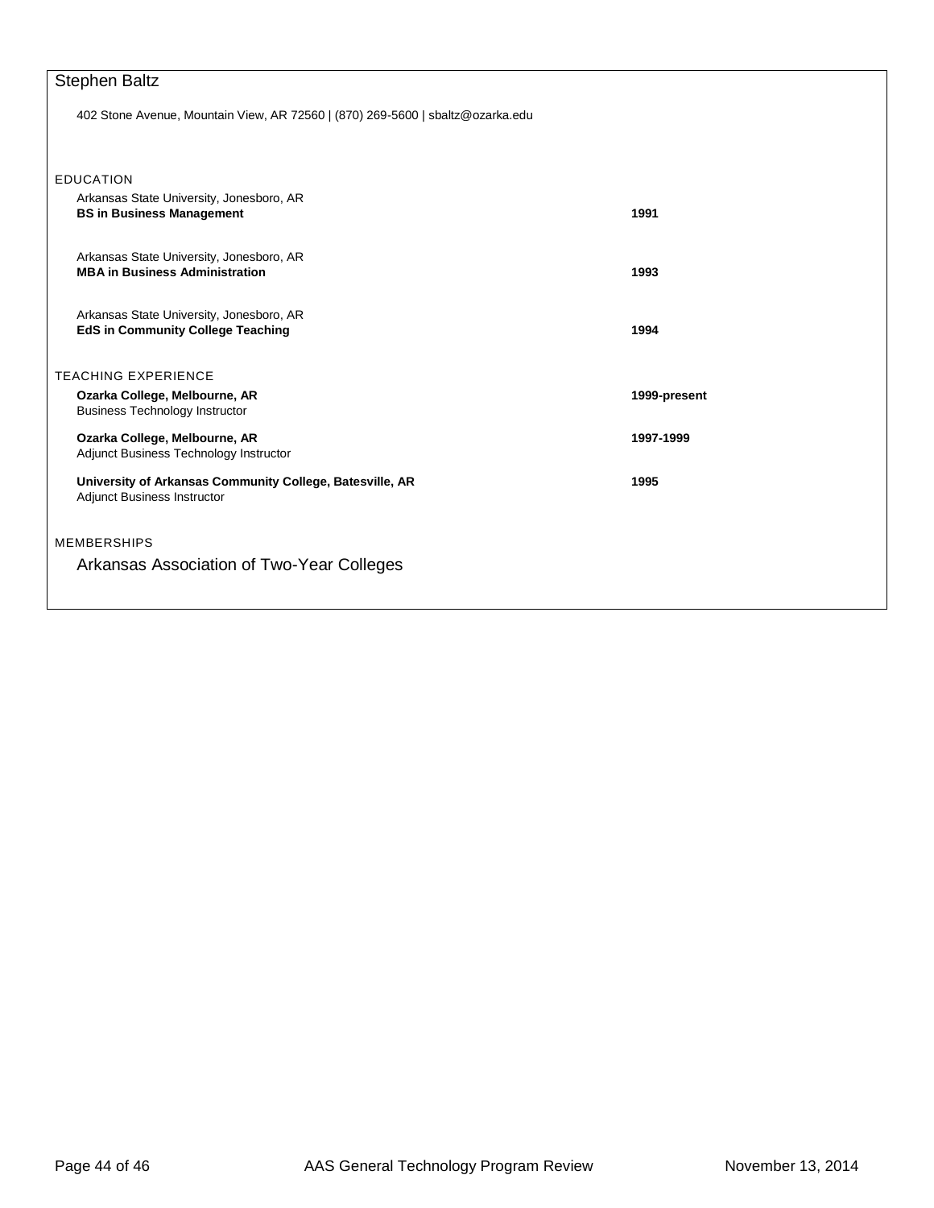# Stephen Baltz

402 Stone Avenue, Mountain View, AR 72560 | (870) 269-5600 | sbaltz@ozarka.edu

## EDUCATION

Arkansas State University, Jonesboro, AR
**BS in Business Management** — **1991**

Arkansas State University, Jonesboro, AR
**MBA in Business Administration** — **1993**

Arkansas State University, Jonesboro, AR
**EdS in Community College Teaching** — **1994**

## TEACHING EXPERIENCE

**Ozarka College, Melbourne, AR** — **1999-present**
Business Technology Instructor

**Ozarka College, Melbourne, AR** — **1997-1999**
Adjunct Business Technology Instructor

**University of Arkansas Community College, Batesville, AR** — **1995**
Adjunct Business Instructor

## MEMBERSHIPS

Arkansas Association of Two-Year Colleges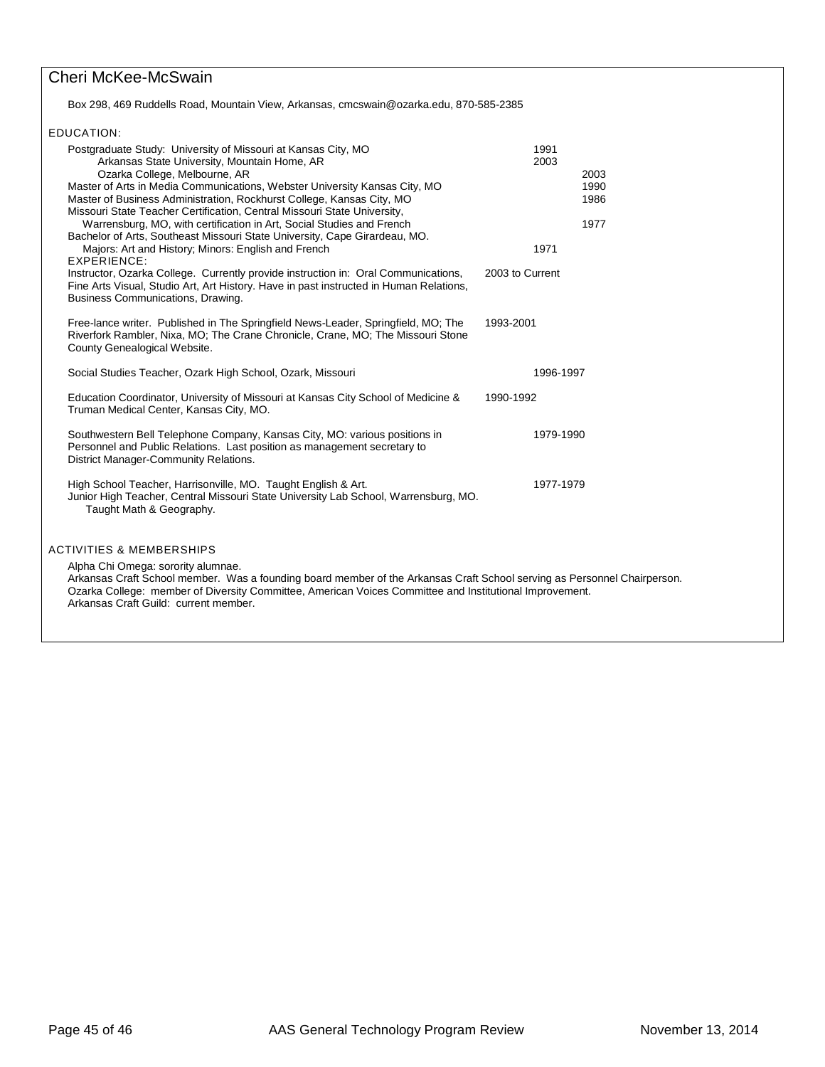## Cheri McKee-McSwain

Box 298, 469 Ruddells Road, Mountain View, Arkansas, cmcswain@ozarka.edu, 870-585-2385

### EDUCATION:

| | | |
|---|---|---|
| Postgraduate Study: University of Missouri at Kansas City, MO | 1991 | |
| Arkansas State University, Mountain Home, AR | 2003 | |
| Ozarka College, Melbourne, AR | | 2003 |
| Master of Arts in Media Communications, Webster University Kansas City, MO | | 1990 |
| Master of Business Administration, Rockhurst College, Kansas City, MO | | 1986 |
| Missouri State Teacher Certification, Central Missouri State University, Warrensburg, MO, with certification in Art, Social Studies and French | | 1977 |
| Bachelor of Arts, Southeast Missouri State University, Cape Girardeau, MO. Majors: Art and History; Minors: English and French | 1971 | |

### EXPERIENCE:

| | |
|---|---|
| Instructor, Ozarka College. Currently provide instruction in: Oral Communications, Fine Arts Visual, Studio Art, Art History. Have in past instructed in Human Relations, Business Communications, Drawing. | 2003 to Current |
| Free-lance writer. Published in The Springfield News-Leader, Springfield, MO; The Riverfork Rambler, Nixa, MO; The Crane Chronicle, Crane, MO; The Missouri Stone County Genealogical Website. | 1993-2001 |
| Social Studies Teacher, Ozark High School, Ozark, Missouri | 1996-1997 |
| Education Coordinator, University of Missouri at Kansas City School of Medicine & Truman Medical Center, Kansas City, MO. | 1990-1992 |
| Southwestern Bell Telephone Company, Kansas City, MO: various positions in Personnel and Public Relations. Last position as management secretary to District Manager-Community Relations. | 1979-1990 |
| High School Teacher, Harrisonville, MO. Taught English & Art. Junior High Teacher, Central Missouri State University Lab School, Warrensburg, MO. Taught Math & Geography. | 1977-1979 |

### ACTIVITIES & MEMBERSHIPS

Alpha Chi Omega: sorority alumnae.
Arkansas Craft School member. Was a founding board member of the Arkansas Craft School serving as Personnel Chairperson.
Ozarka College: member of Diversity Committee, American Voices Committee and Institutional Improvement.
Arkansas Craft Guild: current member.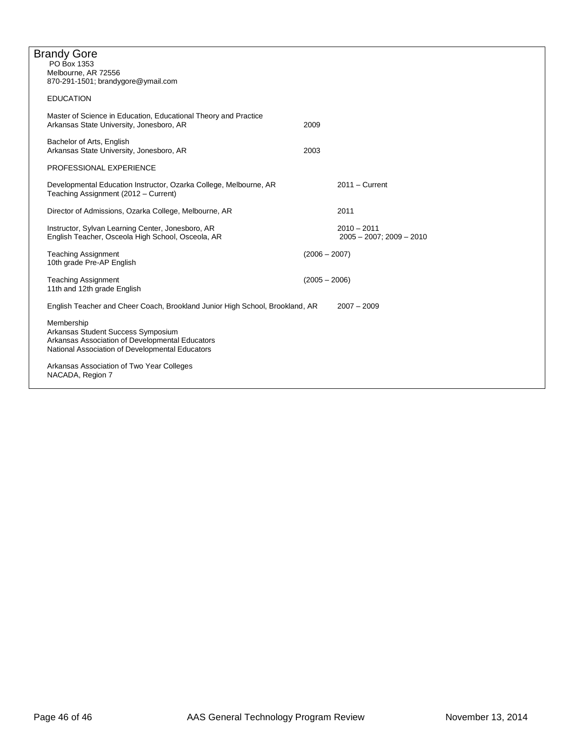# Brandy Gore

PO Box 1353
Melbourne, AR 72556
870-291-1501; brandygore@ymail.com

## EDUCATION

Master of Science in Education, Educational Theory and Practice
Arkansas State University, Jonesboro, AR — 2009

Bachelor of Arts, English
Arkansas State University, Jonesboro, AR — 2003

## PROFESSIONAL EXPERIENCE

Developmental Education Instructor, Ozarka College, Melbourne, AR — 2011 – Current
Teaching Assignment (2012 – Current)

Director of Admissions, Ozarka College, Melbourne, AR — 2011

Instructor, Sylvan Learning Center, Jonesboro, AR — 2010 – 2011
English Teacher, Osceola High School, Osceola, AR — 2005 – 2007; 2009 – 2010

Teaching Assignment (2006 – 2007)
10th grade Pre-AP English

Teaching Assignment (2005 – 2006)
11th and 12th grade English

English Teacher and Cheer Coach, Brookland Junior High School, Brookland, AR — 2007 – 2009

Membership
Arkansas Student Success Symposium
Arkansas Association of Developmental Educators
National Association of Developmental Educators

Arkansas Association of Two Year Colleges
NACADA, Region 7